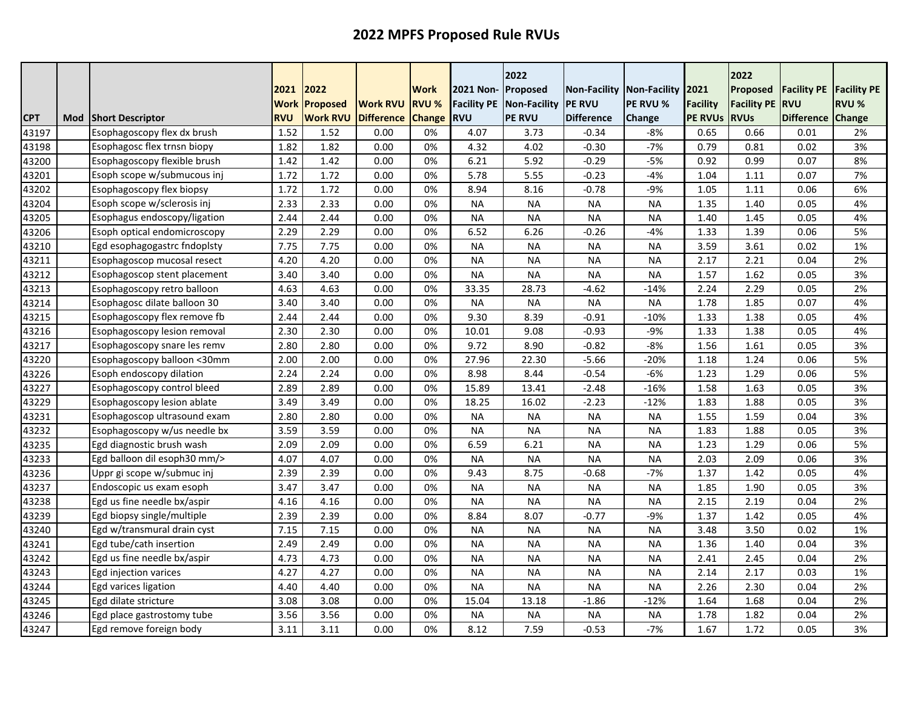# 2022 MPFS Proposed Rule RVUs

| CPT | Mod | Short Descriptor | 2021 Work RVU | 2022 Proposed Work RVU | Work RVU Difference | Work RVU % Change | 2021 Non-Facility PE RVU | 2022 Proposed Non-Facility PE RVU | Non-Facility PE RVU Difference | Non-Facility PE RVU % Change | 2021 Facility PE RVUs | 2022 Proposed Facility PE RVUs | Facility PE RVU Difference | Facility PE RVU % Change |
|---|---|---|---|---|---|---|---|---|---|---|---|---|---|---|
| 43197 | | Esophagoscopy flex dx brush | 1.52 | 1.52 | 0.00 | 0% | 4.07 | 3.73 | -0.34 | -8% | 0.65 | 0.66 | 0.01 | 2% |
| 43198 | | Esophagosc flex trnsn biopy | 1.82 | 1.82 | 0.00 | 0% | 4.32 | 4.02 | -0.30 | -7% | 0.79 | 0.81 | 0.02 | 3% |
| 43200 | | Esophagoscopy flexible brush | 1.42 | 1.42 | 0.00 | 0% | 6.21 | 5.92 | -0.29 | -5% | 0.92 | 0.99 | 0.07 | 8% |
| 43201 | | Esoph scope w/submucous inj | 1.72 | 1.72 | 0.00 | 0% | 5.78 | 5.55 | -0.23 | -4% | 1.04 | 1.11 | 0.07 | 7% |
| 43202 | | Esophagoscopy flex biopsy | 1.72 | 1.72 | 0.00 | 0% | 8.94 | 8.16 | -0.78 | -9% | 1.05 | 1.11 | 0.06 | 6% |
| 43204 | | Esoph scope w/sclerosis inj | 2.33 | 2.33 | 0.00 | 0% | NA | NA | NA | NA | 1.35 | 1.40 | 0.05 | 4% |
| 43205 | | Esophagus endoscopy/ligation | 2.44 | 2.44 | 0.00 | 0% | NA | NA | NA | NA | 1.40 | 1.45 | 0.05 | 4% |
| 43206 | | Esoph optical endomicroscopy | 2.29 | 2.29 | 0.00 | 0% | 6.52 | 6.26 | -0.26 | -4% | 1.33 | 1.39 | 0.06 | 5% |
| 43210 | | Egd esophagogastrc fndoplsty | 7.75 | 7.75 | 0.00 | 0% | NA | NA | NA | NA | 3.59 | 3.61 | 0.02 | 1% |
| 43211 | | Esophagoscop mucosal resect | 4.20 | 4.20 | 0.00 | 0% | NA | NA | NA | NA | 2.17 | 2.21 | 0.04 | 2% |
| 43212 | | Esophagoscop stent placement | 3.40 | 3.40 | 0.00 | 0% | NA | NA | NA | NA | 1.57 | 1.62 | 0.05 | 3% |
| 43213 | | Esophagoscopy retro balloon | 4.63 | 4.63 | 0.00 | 0% | 33.35 | 28.73 | -4.62 | -14% | 2.24 | 2.29 | 0.05 | 2% |
| 43214 | | Esophagosc dilate balloon 30 | 3.40 | 3.40 | 0.00 | 0% | NA | NA | NA | NA | 1.78 | 1.85 | 0.07 | 4% |
| 43215 | | Esophagoscopy flex remove fb | 2.44 | 2.44 | 0.00 | 0% | 9.30 | 8.39 | -0.91 | -10% | 1.33 | 1.38 | 0.05 | 4% |
| 43216 | | Esophagoscopy lesion removal | 2.30 | 2.30 | 0.00 | 0% | 10.01 | 9.08 | -0.93 | -9% | 1.33 | 1.38 | 0.05 | 4% |
| 43217 | | Esophagoscopy snare les remv | 2.80 | 2.80 | 0.00 | 0% | 9.72 | 8.90 | -0.82 | -8% | 1.56 | 1.61 | 0.05 | 3% |
| 43220 | | Esophagoscopy balloon <30mm | 2.00 | 2.00 | 0.00 | 0% | 27.96 | 22.30 | -5.66 | -20% | 1.18 | 1.24 | 0.06 | 5% |
| 43226 | | Esoph endoscopy dilation | 2.24 | 2.24 | 0.00 | 0% | 8.98 | 8.44 | -0.54 | -6% | 1.23 | 1.29 | 0.06 | 5% |
| 43227 | | Esophagoscopy control bleed | 2.89 | 2.89 | 0.00 | 0% | 15.89 | 13.41 | -2.48 | -16% | 1.58 | 1.63 | 0.05 | 3% |
| 43229 | | Esophagoscopy lesion ablate | 3.49 | 3.49 | 0.00 | 0% | 18.25 | 16.02 | -2.23 | -12% | 1.83 | 1.88 | 0.05 | 3% |
| 43231 | | Esophagoscop ultrasound exam | 2.80 | 2.80 | 0.00 | 0% | NA | NA | NA | NA | 1.55 | 1.59 | 0.04 | 3% |
| 43232 | | Esophagoscopy w/us needle bx | 3.59 | 3.59 | 0.00 | 0% | NA | NA | NA | NA | 1.83 | 1.88 | 0.05 | 3% |
| 43235 | | Egd diagnostic brush wash | 2.09 | 2.09 | 0.00 | 0% | 6.59 | 6.21 | NA | NA | 1.23 | 1.29 | 0.06 | 5% |
| 43233 | | Egd balloon dil esoph30 mm/> | 4.07 | 4.07 | 0.00 | 0% | NA | NA | NA | NA | 2.03 | 2.09 | 0.06 | 3% |
| 43236 | | Uppr gi scope w/submuc inj | 2.39 | 2.39 | 0.00 | 0% | 9.43 | 8.75 | -0.68 | -7% | 1.37 | 1.42 | 0.05 | 4% |
| 43237 | | Endoscopic us exam esoph | 3.47 | 3.47 | 0.00 | 0% | NA | NA | NA | NA | 1.85 | 1.90 | 0.05 | 3% |
| 43238 | | Egd us fine needle bx/aspir | 4.16 | 4.16 | 0.00 | 0% | NA | NA | NA | NA | 2.15 | 2.19 | 0.04 | 2% |
| 43239 | | Egd biopsy single/multiple | 2.39 | 2.39 | 0.00 | 0% | 8.84 | 8.07 | -0.77 | -9% | 1.37 | 1.42 | 0.05 | 4% |
| 43240 | | Egd w/transmural drain cyst | 7.15 | 7.15 | 0.00 | 0% | NA | NA | NA | NA | 3.48 | 3.50 | 0.02 | 1% |
| 43241 | | Egd tube/cath insertion | 2.49 | 2.49 | 0.00 | 0% | NA | NA | NA | NA | 1.36 | 1.40 | 0.04 | 3% |
| 43242 | | Egd us fine needle bx/aspir | 4.73 | 4.73 | 0.00 | 0% | NA | NA | NA | NA | 2.41 | 2.45 | 0.04 | 2% |
| 43243 | | Egd injection varices | 4.27 | 4.27 | 0.00 | 0% | NA | NA | NA | NA | 2.14 | 2.17 | 0.03 | 1% |
| 43244 | | Egd varices ligation | 4.40 | 4.40 | 0.00 | 0% | NA | NA | NA | NA | 2.26 | 2.30 | 0.04 | 2% |
| 43245 | | Egd dilate stricture | 3.08 | 3.08 | 0.00 | 0% | 15.04 | 13.18 | -1.86 | -12% | 1.64 | 1.68 | 0.04 | 2% |
| 43246 | | Egd place gastrostomy tube | 3.56 | 3.56 | 0.00 | 0% | NA | NA | NA | NA | 1.78 | 1.82 | 0.04 | 2% |
| 43247 | | Egd remove foreign body | 3.11 | 3.11 | 0.00 | 0% | 8.12 | 7.59 | -0.53 | -7% | 1.67 | 1.72 | 0.05 | 3% |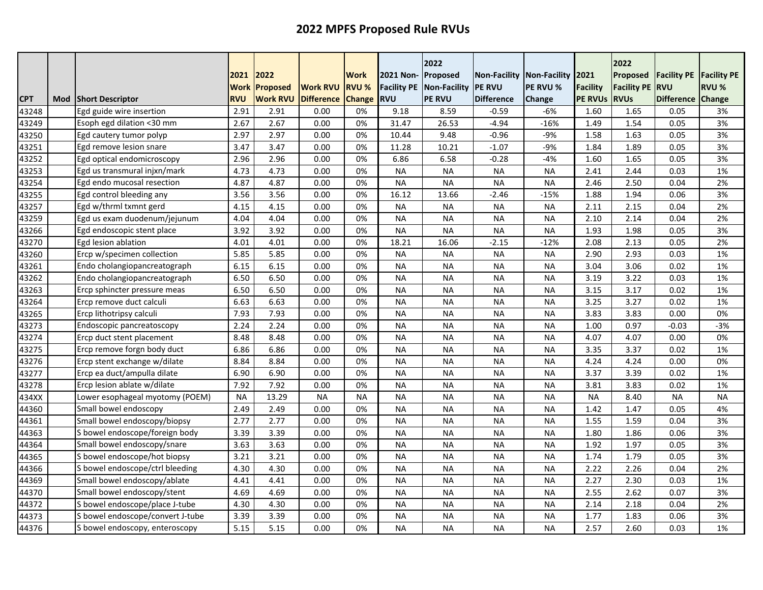# 2022 MPFS Proposed Rule RVUs

| CPT | Mod | Short Descriptor | 2021 Work RVU | 2022 Proposed Work RVU | Work RVU Difference | Work RVU % Change | 2021 Non-Facility PE RVU | 2022 Proposed Non-Facility PE RVU | Non-Facility PE RVU Difference | Non-Facility PE RVU % Change | 2021 Facility PE RVUs | 2022 Proposed Facility PE RVUs | Facility PE RVU Difference | Facility PE RVU % Change |
|---|---|---|---|---|---|---|---|---|---|---|---|---|---|---|
| 43248 | | Egd guide wire insertion | 2.91 | 2.91 | 0.00 | 0% | 9.18 | 8.59 | -0.59 | -6% | 1.60 | 1.65 | 0.05 | 3% |
| 43249 | | Esoph egd dilation <30 mm | 2.67 | 2.67 | 0.00 | 0% | 31.47 | 26.53 | -4.94 | -16% | 1.49 | 1.54 | 0.05 | 3% |
| 43250 | | Egd cautery tumor polyp | 2.97 | 2.97 | 0.00 | 0% | 10.44 | 9.48 | -0.96 | -9% | 1.58 | 1.63 | 0.05 | 3% |
| 43251 | | Egd remove lesion snare | 3.47 | 3.47 | 0.00 | 0% | 11.28 | 10.21 | -1.07 | -9% | 1.84 | 1.89 | 0.05 | 3% |
| 43252 | | Egd optical endomicroscopy | 2.96 | 2.96 | 0.00 | 0% | 6.86 | 6.58 | -0.28 | -4% | 1.60 | 1.65 | 0.05 | 3% |
| 43253 | | Egd us transmural injxn/mark | 4.73 | 4.73 | 0.00 | 0% | NA | NA | NA | NA | 2.41 | 2.44 | 0.03 | 1% |
| 43254 | | Egd endo mucosal resection | 4.87 | 4.87 | 0.00 | 0% | NA | NA | NA | NA | 2.46 | 2.50 | 0.04 | 2% |
| 43255 | | Egd control bleeding any | 3.56 | 3.56 | 0.00 | 0% | 16.12 | 13.66 | -2.46 | -15% | 1.88 | 1.94 | 0.06 | 3% |
| 43257 | | Egd w/thrml txmnt gerd | 4.15 | 4.15 | 0.00 | 0% | NA | NA | NA | NA | 2.11 | 2.15 | 0.04 | 2% |
| 43259 | | Egd us exam duodenum/jejunum | 4.04 | 4.04 | 0.00 | 0% | NA | NA | NA | NA | 2.10 | 2.14 | 0.04 | 2% |
| 43266 | | Egd endoscopic stent place | 3.92 | 3.92 | 0.00 | 0% | NA | NA | NA | NA | 1.93 | 1.98 | 0.05 | 3% |
| 43270 | | Egd lesion ablation | 4.01 | 4.01 | 0.00 | 0% | 18.21 | 16.06 | -2.15 | -12% | 2.08 | 2.13 | 0.05 | 2% |
| 43260 | | Ercp w/specimen collection | 5.85 | 5.85 | 0.00 | 0% | NA | NA | NA | NA | 2.90 | 2.93 | 0.03 | 1% |
| 43261 | | Endo cholangiopancreatograph | 6.15 | 6.15 | 0.00 | 0% | NA | NA | NA | NA | 3.04 | 3.06 | 0.02 | 1% |
| 43262 | | Endo cholangiopancreatograph | 6.50 | 6.50 | 0.00 | 0% | NA | NA | NA | NA | 3.19 | 3.22 | 0.03 | 1% |
| 43263 | | Ercp sphincter pressure meas | 6.50 | 6.50 | 0.00 | 0% | NA | NA | NA | NA | 3.15 | 3.17 | 0.02 | 1% |
| 43264 | | Ercp remove duct calculi | 6.63 | 6.63 | 0.00 | 0% | NA | NA | NA | NA | 3.25 | 3.27 | 0.02 | 1% |
| 43265 | | Ercp lithotripsy calculi | 7.93 | 7.93 | 0.00 | 0% | NA | NA | NA | NA | 3.83 | 3.83 | 0.00 | 0% |
| 43273 | | Endoscopic pancreatoscopy | 2.24 | 2.24 | 0.00 | 0% | NA | NA | NA | NA | 1.00 | 0.97 | -0.03 | -3% |
| 43274 | | Ercp duct stent placement | 8.48 | 8.48 | 0.00 | 0% | NA | NA | NA | NA | 4.07 | 4.07 | 0.00 | 0% |
| 43275 | | Ercp remove forgn body duct | 6.86 | 6.86 | 0.00 | 0% | NA | NA | NA | NA | 3.35 | 3.37 | 0.02 | 1% |
| 43276 | | Ercp stent exchange w/dilate | 8.84 | 8.84 | 0.00 | 0% | NA | NA | NA | NA | 4.24 | 4.24 | 0.00 | 0% |
| 43277 | | Ercp ea duct/ampulla dilate | 6.90 | 6.90 | 0.00 | 0% | NA | NA | NA | NA | 3.37 | 3.39 | 0.02 | 1% |
| 43278 | | Ercp lesion ablate w/dilate | 7.92 | 7.92 | 0.00 | 0% | NA | NA | NA | NA | 3.81 | 3.83 | 0.02 | 1% |
| 434XX | | Lower esophageal myotomy (POEM) | NA | 13.29 | NA | NA | NA | NA | NA | NA | NA | 8.40 | NA | NA |
| 44360 | | Small bowel endoscopy | 2.49 | 2.49 | 0.00 | 0% | NA | NA | NA | NA | 1.42 | 1.47 | 0.05 | 4% |
| 44361 | | Small bowel endoscopy/biopsy | 2.77 | 2.77 | 0.00 | 0% | NA | NA | NA | NA | 1.55 | 1.59 | 0.04 | 3% |
| 44363 | | S bowel endoscope/foreign body | 3.39 | 3.39 | 0.00 | 0% | NA | NA | NA | NA | 1.80 | 1.86 | 0.06 | 3% |
| 44364 | | Small bowel endoscopy/snare | 3.63 | 3.63 | 0.00 | 0% | NA | NA | NA | NA | 1.92 | 1.97 | 0.05 | 3% |
| 44365 | | S bowel endoscope/hot biopsy | 3.21 | 3.21 | 0.00 | 0% | NA | NA | NA | NA | 1.74 | 1.79 | 0.05 | 3% |
| 44366 | | S bowel endoscope/ctrl bleeding | 4.30 | 4.30 | 0.00 | 0% | NA | NA | NA | NA | 2.22 | 2.26 | 0.04 | 2% |
| 44369 | | Small bowel endoscopy/ablate | 4.41 | 4.41 | 0.00 | 0% | NA | NA | NA | NA | 2.27 | 2.30 | 0.03 | 1% |
| 44370 | | Small bowel endoscopy/stent | 4.69 | 4.69 | 0.00 | 0% | NA | NA | NA | NA | 2.55 | 2.62 | 0.07 | 3% |
| 44372 | | S bowel endoscope/place J-tube | 4.30 | 4.30 | 0.00 | 0% | NA | NA | NA | NA | 2.14 | 2.18 | 0.04 | 2% |
| 44373 | | S bowel endoscope/convert J-tube | 3.39 | 3.39 | 0.00 | 0% | NA | NA | NA | NA | 1.77 | 1.83 | 0.06 | 3% |
| 44376 | | S bowel endoscopy, enteroscopy | 5.15 | 5.15 | 0.00 | 0% | NA | NA | NA | NA | 2.57 | 2.60 | 0.03 | 1% |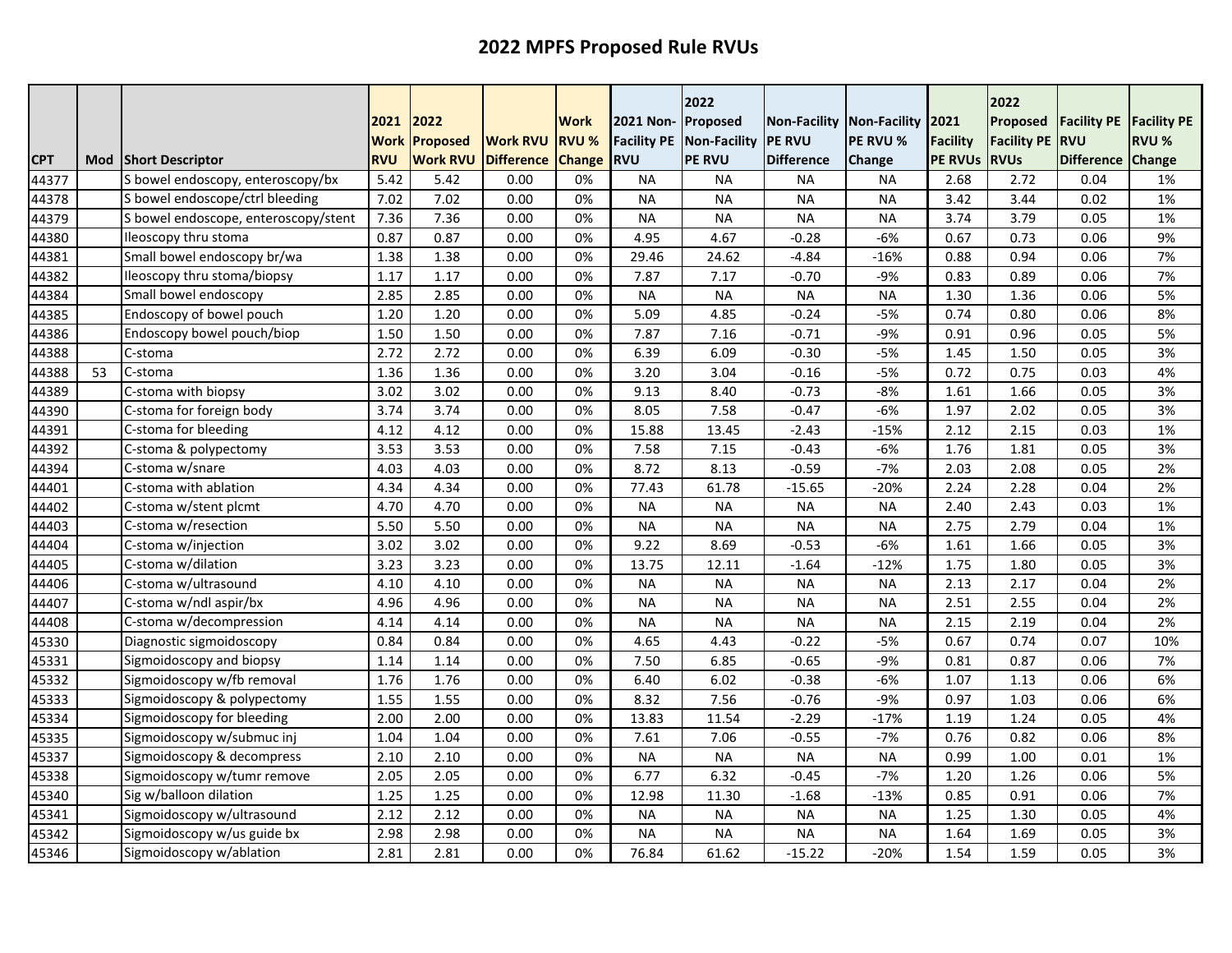# 2022 MPFS Proposed Rule RVUs

| CPT | Mod | Short Descriptor | 2021 Work RVU | 2022 Proposed Work RVU | Work RVU Difference | Work RVU % Change | 2021 Non-Facility PE RVU | 2022 Proposed Non-Facility PE RVU | Non-Facility PE RVU Difference | Non-Facility PE RVU % Change | 2021 Facility PE RVUs | 2022 Proposed Facility PE RVUs | Facility PE RVU Difference | Facility PE RVU % Change |
|---|---|---|---|---|---|---|---|---|---|---|---|---|---|---|
| 44377 | | S bowel endoscopy, enteroscopy/bx | 5.42 | 5.42 | 0.00 | 0% | NA | NA | NA | NA | 2.68 | 2.72 | 0.04 | 1% |
| 44378 | | S bowel endoscope/ctrl bleeding | 7.02 | 7.02 | 0.00 | 0% | NA | NA | NA | NA | 3.42 | 3.44 | 0.02 | 1% |
| 44379 | | S bowel endoscope, enteroscopy/stent | 7.36 | 7.36 | 0.00 | 0% | NA | NA | NA | NA | 3.74 | 3.79 | 0.05 | 1% |
| 44380 | | Ileoscopy thru stoma | 0.87 | 0.87 | 0.00 | 0% | 4.95 | 4.67 | -0.28 | -6% | 0.67 | 0.73 | 0.06 | 9% |
| 44381 | | Small bowel endoscopy br/wa | 1.38 | 1.38 | 0.00 | 0% | 29.46 | 24.62 | -4.84 | -16% | 0.88 | 0.94 | 0.06 | 7% |
| 44382 | | Ileoscopy thru stoma/biopsy | 1.17 | 1.17 | 0.00 | 0% | 7.87 | 7.17 | -0.70 | -9% | 0.83 | 0.89 | 0.06 | 7% |
| 44384 | | Small bowel endoscopy | 2.85 | 2.85 | 0.00 | 0% | NA | NA | NA | NA | 1.30 | 1.36 | 0.06 | 5% |
| 44385 | | Endoscopy of bowel pouch | 1.20 | 1.20 | 0.00 | 0% | 5.09 | 4.85 | -0.24 | -5% | 0.74 | 0.80 | 0.06 | 8% |
| 44386 | | Endoscopy bowel pouch/biop | 1.50 | 1.50 | 0.00 | 0% | 7.87 | 7.16 | -0.71 | -9% | 0.91 | 0.96 | 0.05 | 5% |
| 44388 | | C-stoma | 2.72 | 2.72 | 0.00 | 0% | 6.39 | 6.09 | -0.30 | -5% | 1.45 | 1.50 | 0.05 | 3% |
| 44388 | 53 | C-stoma | 1.36 | 1.36 | 0.00 | 0% | 3.20 | 3.04 | -0.16 | -5% | 0.72 | 0.75 | 0.03 | 4% |
| 44389 | | C-stoma with biopsy | 3.02 | 3.02 | 0.00 | 0% | 9.13 | 8.40 | -0.73 | -8% | 1.61 | 1.66 | 0.05 | 3% |
| 44390 | | C-stoma for foreign body | 3.74 | 3.74 | 0.00 | 0% | 8.05 | 7.58 | -0.47 | -6% | 1.97 | 2.02 | 0.05 | 3% |
| 44391 | | C-stoma for bleeding | 4.12 | 4.12 | 0.00 | 0% | 15.88 | 13.45 | -2.43 | -15% | 2.12 | 2.15 | 0.03 | 1% |
| 44392 | | C-stoma & polypectomy | 3.53 | 3.53 | 0.00 | 0% | 7.58 | 7.15 | -0.43 | -6% | 1.76 | 1.81 | 0.05 | 3% |
| 44394 | | C-stoma w/snare | 4.03 | 4.03 | 0.00 | 0% | 8.72 | 8.13 | -0.59 | -7% | 2.03 | 2.08 | 0.05 | 2% |
| 44401 | | C-stoma with ablation | 4.34 | 4.34 | 0.00 | 0% | 77.43 | 61.78 | -15.65 | -20% | 2.24 | 2.28 | 0.04 | 2% |
| 44402 | | C-stoma w/stent plcmt | 4.70 | 4.70 | 0.00 | 0% | NA | NA | NA | NA | 2.40 | 2.43 | 0.03 | 1% |
| 44403 | | C-stoma w/resection | 5.50 | 5.50 | 0.00 | 0% | NA | NA | NA | NA | 2.75 | 2.79 | 0.04 | 1% |
| 44404 | | C-stoma w/injection | 3.02 | 3.02 | 0.00 | 0% | 9.22 | 8.69 | -0.53 | -6% | 1.61 | 1.66 | 0.05 | 3% |
| 44405 | | C-stoma w/dilation | 3.23 | 3.23 | 0.00 | 0% | 13.75 | 12.11 | -1.64 | -12% | 1.75 | 1.80 | 0.05 | 3% |
| 44406 | | C-stoma w/ultrasound | 4.10 | 4.10 | 0.00 | 0% | NA | NA | NA | NA | 2.13 | 2.17 | 0.04 | 2% |
| 44407 | | C-stoma w/ndl aspir/bx | 4.96 | 4.96 | 0.00 | 0% | NA | NA | NA | NA | 2.51 | 2.55 | 0.04 | 2% |
| 44408 | | C-stoma w/decompression | 4.14 | 4.14 | 0.00 | 0% | NA | NA | NA | NA | 2.15 | 2.19 | 0.04 | 2% |
| 45330 | | Diagnostic sigmoidoscopy | 0.84 | 0.84 | 0.00 | 0% | 4.65 | 4.43 | -0.22 | -5% | 0.67 | 0.74 | 0.07 | 10% |
| 45331 | | Sigmoidoscopy and biopsy | 1.14 | 1.14 | 0.00 | 0% | 7.50 | 6.85 | -0.65 | -9% | 0.81 | 0.87 | 0.06 | 7% |
| 45332 | | Sigmoidoscopy w/fb removal | 1.76 | 1.76 | 0.00 | 0% | 6.40 | 6.02 | -0.38 | -6% | 1.07 | 1.13 | 0.06 | 6% |
| 45333 | | Sigmoidoscopy & polypectomy | 1.55 | 1.55 | 0.00 | 0% | 8.32 | 7.56 | -0.76 | -9% | 0.97 | 1.03 | 0.06 | 6% |
| 45334 | | Sigmoidoscopy for bleeding | 2.00 | 2.00 | 0.00 | 0% | 13.83 | 11.54 | -2.29 | -17% | 1.19 | 1.24 | 0.05 | 4% |
| 45335 | | Sigmoidoscopy w/submuc inj | 1.04 | 1.04 | 0.00 | 0% | 7.61 | 7.06 | -0.55 | -7% | 0.76 | 0.82 | 0.06 | 8% |
| 45337 | | Sigmoidoscopy & decompress | 2.10 | 2.10 | 0.00 | 0% | NA | NA | NA | NA | 0.99 | 1.00 | 0.01 | 1% |
| 45338 | | Sigmoidoscopy w/tumr remove | 2.05 | 2.05 | 0.00 | 0% | 6.77 | 6.32 | -0.45 | -7% | 1.20 | 1.26 | 0.06 | 5% |
| 45340 | | Sig w/balloon dilation | 1.25 | 1.25 | 0.00 | 0% | 12.98 | 11.30 | -1.68 | -13% | 0.85 | 0.91 | 0.06 | 7% |
| 45341 | | Sigmoidoscopy w/ultrasound | 2.12 | 2.12 | 0.00 | 0% | NA | NA | NA | NA | 1.25 | 1.30 | 0.05 | 4% |
| 45342 | | Sigmoidoscopy w/us guide bx | 2.98 | 2.98 | 0.00 | 0% | NA | NA | NA | NA | 1.64 | 1.69 | 0.05 | 3% |
| 45346 | | Sigmoidoscopy w/ablation | 2.81 | 2.81 | 0.00 | 0% | 76.84 | 61.62 | -15.22 | -20% | 1.54 | 1.59 | 0.05 | 3% |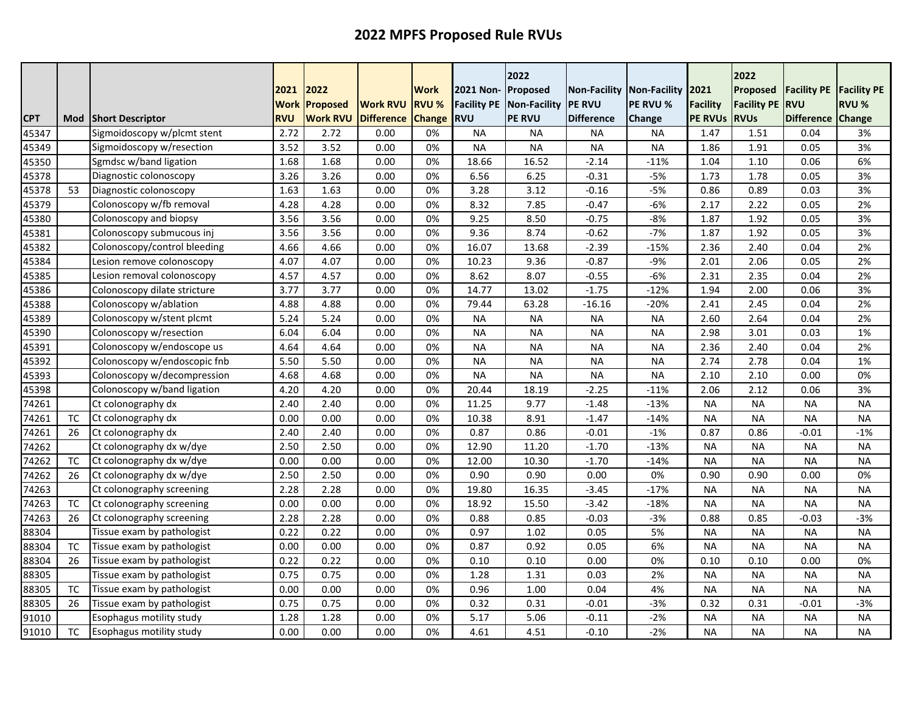# 2022 MPFS Proposed Rule RVUs

| CPT | Mod | Short Descriptor | 2021 Work RVU | 2022 Proposed Work RVU | Work RVU Difference | Work RVU % Change | 2021 Non-Facility PE RVU | 2022 Proposed Non-Facility PE RVU | Non-Facility PE RVU Difference | Non-Facility PE RVU % Change | 2021 Facility PE RVUs | 2022 Proposed Facility PE RVUs | Facility PE RVU Difference | Facility PE RVU % Change |
|---|---|---|---|---|---|---|---|---|---|---|---|---|---|---|
| 45347 | | Sigmoidoscopy w/plcmt stent | 2.72 | 2.72 | 0.00 | 0% | NA | NA | NA | NA | 1.47 | 1.51 | 0.04 | 3% |
| 45349 | | Sigmoidoscopy w/resection | 3.52 | 3.52 | 0.00 | 0% | NA | NA | NA | NA | 1.86 | 1.91 | 0.05 | 3% |
| 45350 | | Sgmdsc w/band ligation | 1.68 | 1.68 | 0.00 | 0% | 18.66 | 16.52 | -2.14 | -11% | 1.04 | 1.10 | 0.06 | 6% |
| 45378 | | Diagnostic colonoscopy | 3.26 | 3.26 | 0.00 | 0% | 6.56 | 6.25 | -0.31 | -5% | 1.73 | 1.78 | 0.05 | 3% |
| 45378 | 53 | Diagnostic colonoscopy | 1.63 | 1.63 | 0.00 | 0% | 3.28 | 3.12 | -0.16 | -5% | 0.86 | 0.89 | 0.03 | 3% |
| 45379 | | Colonoscopy w/fb removal | 4.28 | 4.28 | 0.00 | 0% | 8.32 | 7.85 | -0.47 | -6% | 2.17 | 2.22 | 0.05 | 2% |
| 45380 | | Colonoscopy and biopsy | 3.56 | 3.56 | 0.00 | 0% | 9.25 | 8.50 | -0.75 | -8% | 1.87 | 1.92 | 0.05 | 3% |
| 45381 | | Colonoscopy submucous inj | 3.56 | 3.56 | 0.00 | 0% | 9.36 | 8.74 | -0.62 | -7% | 1.87 | 1.92 | 0.05 | 3% |
| 45382 | | Colonoscopy/control bleeding | 4.66 | 4.66 | 0.00 | 0% | 16.07 | 13.68 | -2.39 | -15% | 2.36 | 2.40 | 0.04 | 2% |
| 45384 | | Lesion remove colonoscopy | 4.07 | 4.07 | 0.00 | 0% | 10.23 | 9.36 | -0.87 | -9% | 2.01 | 2.06 | 0.05 | 2% |
| 45385 | | Lesion removal colonoscopy | 4.57 | 4.57 | 0.00 | 0% | 8.62 | 8.07 | -0.55 | -6% | 2.31 | 2.35 | 0.04 | 2% |
| 45386 | | Colonoscopy dilate stricture | 3.77 | 3.77 | 0.00 | 0% | 14.77 | 13.02 | -1.75 | -12% | 1.94 | 2.00 | 0.06 | 3% |
| 45388 | | Colonoscopy w/ablation | 4.88 | 4.88 | 0.00 | 0% | 79.44 | 63.28 | -16.16 | -20% | 2.41 | 2.45 | 0.04 | 2% |
| 45389 | | Colonoscopy w/stent plcmt | 5.24 | 5.24 | 0.00 | 0% | NA | NA | NA | NA | 2.60 | 2.64 | 0.04 | 2% |
| 45390 | | Colonoscopy w/resection | 6.04 | 6.04 | 0.00 | 0% | NA | NA | NA | NA | 2.98 | 3.01 | 0.03 | 1% |
| 45391 | | Colonoscopy w/endoscope us | 4.64 | 4.64 | 0.00 | 0% | NA | NA | NA | NA | 2.36 | 2.40 | 0.04 | 2% |
| 45392 | | Colonoscopy w/endoscopic fnb | 5.50 | 5.50 | 0.00 | 0% | NA | NA | NA | NA | 2.74 | 2.78 | 0.04 | 1% |
| 45393 | | Colonoscopy w/decompression | 4.68 | 4.68 | 0.00 | 0% | NA | NA | NA | NA | 2.10 | 2.10 | 0.00 | 0% |
| 45398 | | Colonoscopy w/band ligation | 4.20 | 4.20 | 0.00 | 0% | 20.44 | 18.19 | -2.25 | -11% | 2.06 | 2.12 | 0.06 | 3% |
| 74261 | | Ct colonography dx | 2.40 | 2.40 | 0.00 | 0% | 11.25 | 9.77 | -1.48 | -13% | NA | NA | NA | NA |
| 74261 | TC | Ct colonography dx | 0.00 | 0.00 | 0.00 | 0% | 10.38 | 8.91 | -1.47 | -14% | NA | NA | NA | NA |
| 74261 | 26 | Ct colonography dx | 2.40 | 2.40 | 0.00 | 0% | 0.87 | 0.86 | -0.01 | -1% | 0.87 | 0.86 | -0.01 | -1% |
| 74262 | | Ct colonography dx w/dye | 2.50 | 2.50 | 0.00 | 0% | 12.90 | 11.20 | -1.70 | -13% | NA | NA | NA | NA |
| 74262 | TC | Ct colonography dx w/dye | 0.00 | 0.00 | 0.00 | 0% | 12.00 | 10.30 | -1.70 | -14% | NA | NA | NA | NA |
| 74262 | 26 | Ct colonography dx w/dye | 2.50 | 2.50 | 0.00 | 0% | 0.90 | 0.90 | 0.00 | 0% | 0.90 | 0.90 | 0.00 | 0% |
| 74263 | | Ct colonography screening | 2.28 | 2.28 | 0.00 | 0% | 19.80 | 16.35 | -3.45 | -17% | NA | NA | NA | NA |
| 74263 | TC | Ct colonography screening | 0.00 | 0.00 | 0.00 | 0% | 18.92 | 15.50 | -3.42 | -18% | NA | NA | NA | NA |
| 74263 | 26 | Ct colonography screening | 2.28 | 2.28 | 0.00 | 0% | 0.88 | 0.85 | -0.03 | -3% | 0.88 | 0.85 | -0.03 | -3% |
| 88304 | | Tissue exam by pathologist | 0.22 | 0.22 | 0.00 | 0% | 0.97 | 1.02 | 0.05 | 5% | NA | NA | NA | NA |
| 88304 | TC | Tissue exam by pathologist | 0.00 | 0.00 | 0.00 | 0% | 0.87 | 0.92 | 0.05 | 6% | NA | NA | NA | NA |
| 88304 | 26 | Tissue exam by pathologist | 0.22 | 0.22 | 0.00 | 0% | 0.10 | 0.10 | 0.00 | 0% | 0.10 | 0.10 | 0.00 | 0% |
| 88305 | | Tissue exam by pathologist | 0.75 | 0.75 | 0.00 | 0% | 1.28 | 1.31 | 0.03 | 2% | NA | NA | NA | NA |
| 88305 | TC | Tissue exam by pathologist | 0.00 | 0.00 | 0.00 | 0% | 0.96 | 1.00 | 0.04 | 4% | NA | NA | NA | NA |
| 88305 | 26 | Tissue exam by pathologist | 0.75 | 0.75 | 0.00 | 0% | 0.32 | 0.31 | -0.01 | -3% | 0.32 | 0.31 | -0.01 | -3% |
| 91010 | | Esophagus motility study | 1.28 | 1.28 | 0.00 | 0% | 5.17 | 5.06 | -0.11 | -2% | NA | NA | NA | NA |
| 91010 | TC | Esophagus motility study | 0.00 | 0.00 | 0.00 | 0% | 4.61 | 4.51 | -0.10 | -2% | NA | NA | NA | NA |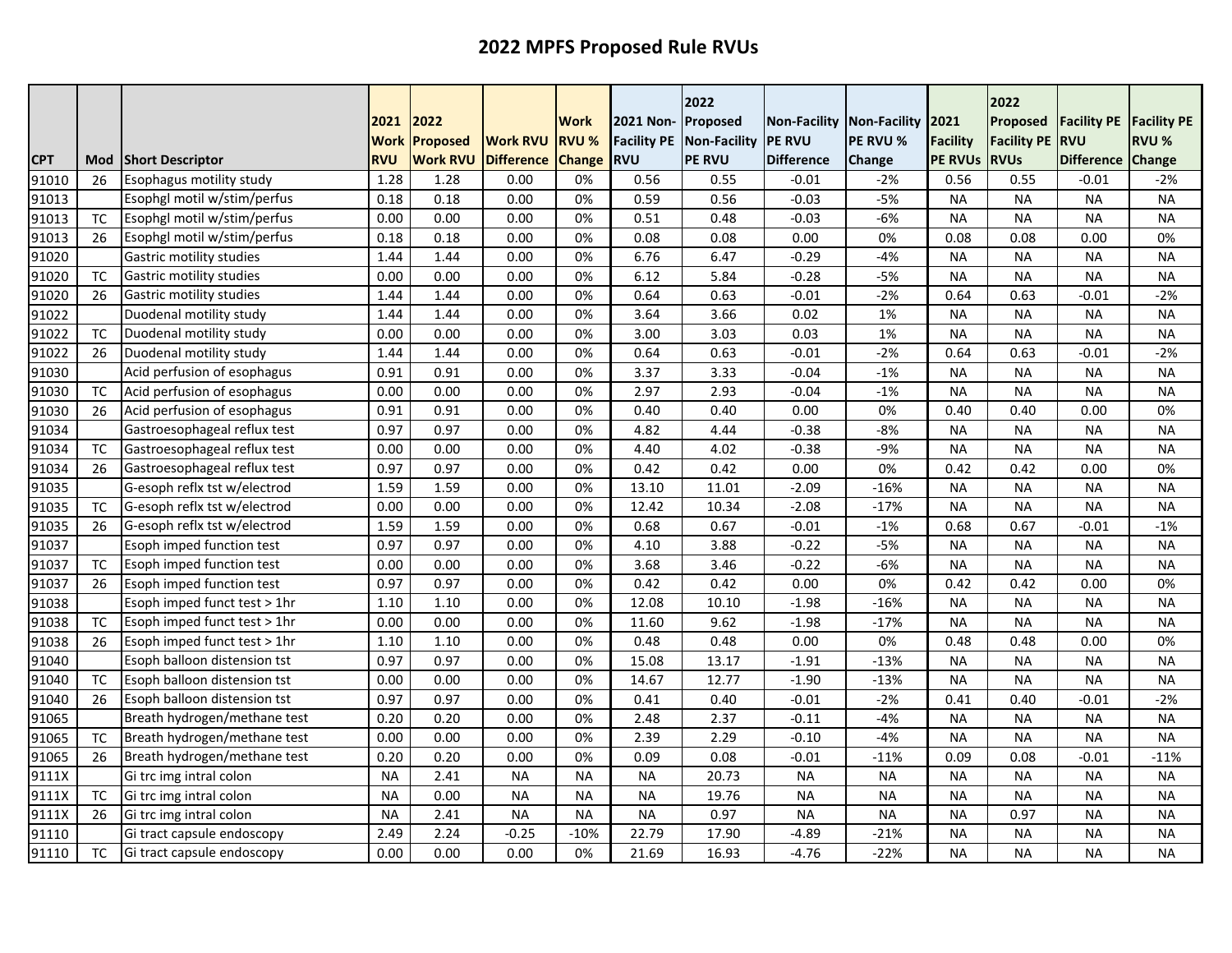# 2022 MPFS Proposed Rule RVUs

| CPT | Mod | Short Descriptor | 2021 Work RVU | 2022 Proposed Work RVU | Work RVU Difference | Work RVU % Change | 2021 Non-Facility PE RVU | 2022 Proposed Non-Facility PE RVU | Non-Facility PE RVU Difference | Non-Facility PE RVU % Change | 2021 Facility PE RVUs | 2022 Proposed Facility PE RVUs | Facility PE RVU Difference | Facility PE RVU % Change |
|---|---|---|---|---|---|---|---|---|---|---|---|---|---|---|
| 91010 | 26 | Esophagus motility study | 1.28 | 1.28 | 0.00 | 0% | 0.56 | 0.55 | -0.01 | -2% | 0.56 | 0.55 | -0.01 | -2% |
| 91013 | | Esophgl motil w/stim/perfus | 0.18 | 0.18 | 0.00 | 0% | 0.59 | 0.56 | -0.03 | -5% | NA | NA | NA | NA |
| 91013 | TC | Esophgl motil w/stim/perfus | 0.00 | 0.00 | 0.00 | 0% | 0.51 | 0.48 | -0.03 | -6% | NA | NA | NA | NA |
| 91013 | 26 | Esophgl motil w/stim/perfus | 0.18 | 0.18 | 0.00 | 0% | 0.08 | 0.08 | 0.00 | 0% | 0.08 | 0.08 | 0.00 | 0% |
| 91020 | | Gastric motility studies | 1.44 | 1.44 | 0.00 | 0% | 6.76 | 6.47 | -0.29 | -4% | NA | NA | NA | NA |
| 91020 | TC | Gastric motility studies | 0.00 | 0.00 | 0.00 | 0% | 6.12 | 5.84 | -0.28 | -5% | NA | NA | NA | NA |
| 91020 | 26 | Gastric motility studies | 1.44 | 1.44 | 0.00 | 0% | 0.64 | 0.63 | -0.01 | -2% | 0.64 | 0.63 | -0.01 | -2% |
| 91022 | | Duodenal motility study | 1.44 | 1.44 | 0.00 | 0% | 3.64 | 3.66 | 0.02 | 1% | NA | NA | NA | NA |
| 91022 | TC | Duodenal motility study | 0.00 | 0.00 | 0.00 | 0% | 3.00 | 3.03 | 0.03 | 1% | NA | NA | NA | NA |
| 91022 | 26 | Duodenal motility study | 1.44 | 1.44 | 0.00 | 0% | 0.64 | 0.63 | -0.01 | -2% | 0.64 | 0.63 | -0.01 | -2% |
| 91030 | | Acid perfusion of esophagus | 0.91 | 0.91 | 0.00 | 0% | 3.37 | 3.33 | -0.04 | -1% | NA | NA | NA | NA |
| 91030 | TC | Acid perfusion of esophagus | 0.00 | 0.00 | 0.00 | 0% | 2.97 | 2.93 | -0.04 | -1% | NA | NA | NA | NA |
| 91030 | 26 | Acid perfusion of esophagus | 0.91 | 0.91 | 0.00 | 0% | 0.40 | 0.40 | 0.00 | 0% | 0.40 | 0.40 | 0.00 | 0% |
| 91034 | | Gastroesophageal reflux test | 0.97 | 0.97 | 0.00 | 0% | 4.82 | 4.44 | -0.38 | -8% | NA | NA | NA | NA |
| 91034 | TC | Gastroesophageal reflux test | 0.00 | 0.00 | 0.00 | 0% | 4.40 | 4.02 | -0.38 | -9% | NA | NA | NA | NA |
| 91034 | 26 | Gastroesophageal reflux test | 0.97 | 0.97 | 0.00 | 0% | 0.42 | 0.42 | 0.00 | 0% | 0.42 | 0.42 | 0.00 | 0% |
| 91035 | | G-esoph reflx tst w/electrod | 1.59 | 1.59 | 0.00 | 0% | 13.10 | 11.01 | -2.09 | -16% | NA | NA | NA | NA |
| 91035 | TC | G-esoph reflx tst w/electrod | 0.00 | 0.00 | 0.00 | 0% | 12.42 | 10.34 | -2.08 | -17% | NA | NA | NA | NA |
| 91035 | 26 | G-esoph reflx tst w/electrod | 1.59 | 1.59 | 0.00 | 0% | 0.68 | 0.67 | -0.01 | -1% | 0.68 | 0.67 | -0.01 | -1% |
| 91037 | | Esoph imped function test | 0.97 | 0.97 | 0.00 | 0% | 4.10 | 3.88 | -0.22 | -5% | NA | NA | NA | NA |
| 91037 | TC | Esoph imped function test | 0.00 | 0.00 | 0.00 | 0% | 3.68 | 3.46 | -0.22 | -6% | NA | NA | NA | NA |
| 91037 | 26 | Esoph imped function test | 0.97 | 0.97 | 0.00 | 0% | 0.42 | 0.42 | 0.00 | 0% | 0.42 | 0.42 | 0.00 | 0% |
| 91038 | | Esoph imped funct test > 1hr | 1.10 | 1.10 | 0.00 | 0% | 12.08 | 10.10 | -1.98 | -16% | NA | NA | NA | NA |
| 91038 | TC | Esoph imped funct test > 1hr | 0.00 | 0.00 | 0.00 | 0% | 11.60 | 9.62 | -1.98 | -17% | NA | NA | NA | NA |
| 91038 | 26 | Esoph imped funct test > 1hr | 1.10 | 1.10 | 0.00 | 0% | 0.48 | 0.48 | 0.00 | 0% | 0.48 | 0.48 | 0.00 | 0% |
| 91040 | | Esoph balloon distension tst | 0.97 | 0.97 | 0.00 | 0% | 15.08 | 13.17 | -1.91 | -13% | NA | NA | NA | NA |
| 91040 | TC | Esoph balloon distension tst | 0.00 | 0.00 | 0.00 | 0% | 14.67 | 12.77 | -1.90 | -13% | NA | NA | NA | NA |
| 91040 | 26 | Esoph balloon distension tst | 0.97 | 0.97 | 0.00 | 0% | 0.41 | 0.40 | -0.01 | -2% | 0.41 | 0.40 | -0.01 | -2% |
| 91065 | | Breath hydrogen/methane test | 0.20 | 0.20 | 0.00 | 0% | 2.48 | 2.37 | -0.11 | -4% | NA | NA | NA | NA |
| 91065 | TC | Breath hydrogen/methane test | 0.00 | 0.00 | 0.00 | 0% | 2.39 | 2.29 | -0.10 | -4% | NA | NA | NA | NA |
| 91065 | 26 | Breath hydrogen/methane test | 0.20 | 0.20 | 0.00 | 0% | 0.09 | 0.08 | -0.01 | -11% | 0.09 | 0.08 | -0.01 | -11% |
| 9111X | | Gi trc img intral colon | NA | 2.41 | NA | NA | NA | 20.73 | NA | NA | NA | NA | NA | NA |
| 9111X | TC | Gi trc img intral colon | NA | 0.00 | NA | NA | NA | 19.76 | NA | NA | NA | NA | NA | NA |
| 9111X | 26 | Gi trc img intral colon | NA | 2.41 | NA | NA | NA | 0.97 | NA | NA | NA | 0.97 | NA | NA |
| 91110 | | Gi tract capsule endoscopy | 2.49 | 2.24 | -0.25 | -10% | 22.79 | 17.90 | -4.89 | -21% | NA | NA | NA | NA |
| 91110 | TC | Gi tract capsule endoscopy | 0.00 | 0.00 | 0.00 | 0% | 21.69 | 16.93 | -4.76 | -22% | NA | NA | NA | NA |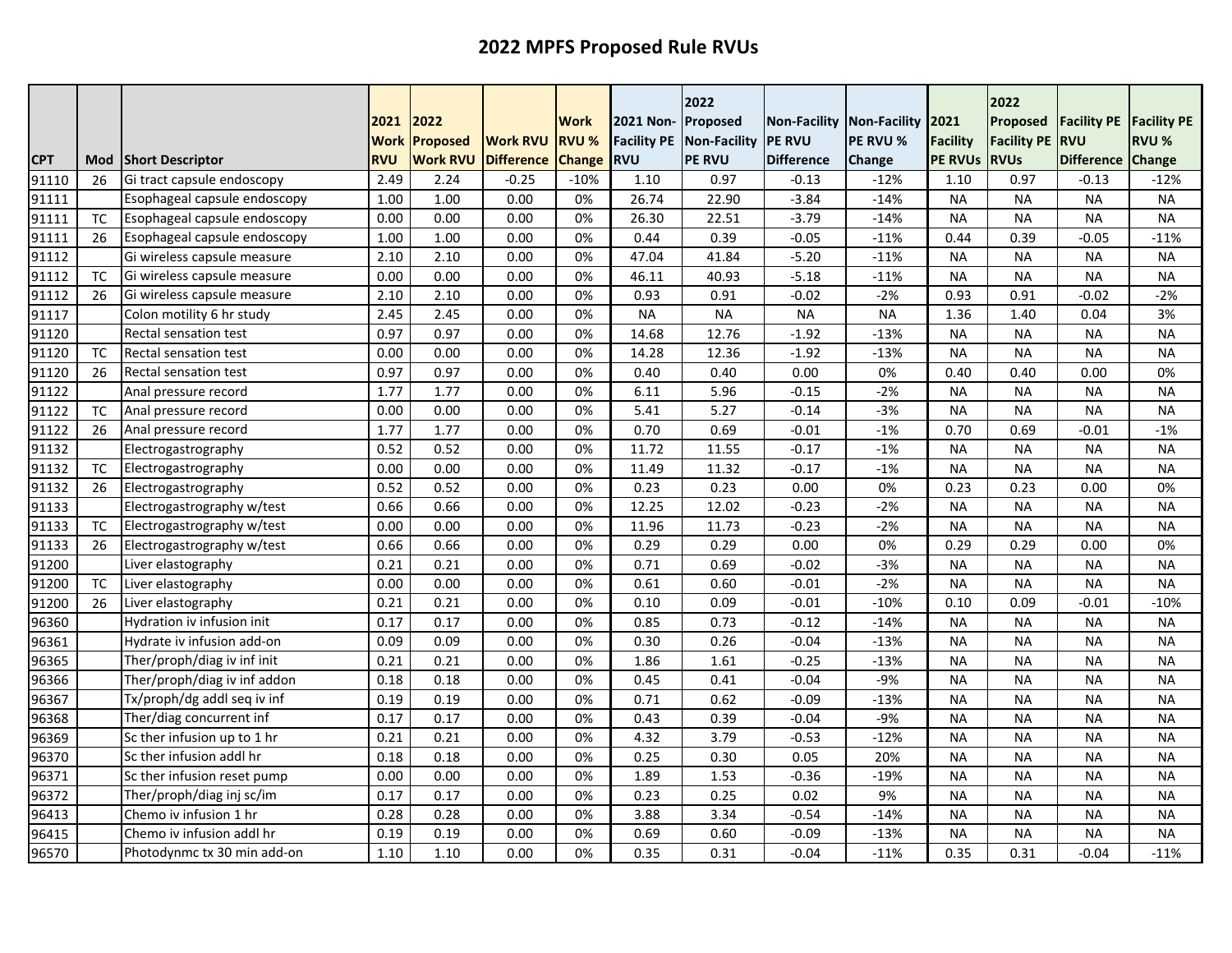# 2022 MPFS Proposed Rule RVUs

| CPT | Mod | Short Descriptor | 2021 Work RVU | 2022 Proposed Work RVU | Work RVU Difference | Work RVU % Change | 2021 Non-Facility PE RVU | 2022 Proposed Non-Facility PE RVU | Non-Facility PE RVU Difference | Non-Facility PE RVU % Change | 2021 Facility PE RVUs | 2022 Proposed Facility PE RVUs | Facility PE RVU Difference | Facility PE RVU % Change |
|---|---|---|---|---|---|---|---|---|---|---|---|---|---|---|
| 91110 | 26 | Gi tract capsule endoscopy | 2.49 | 2.24 | -0.25 | -10% | 1.10 | 0.97 | -0.13 | -12% | 1.10 | 0.97 | -0.13 | -12% |
| 91111 | | Esophageal capsule endoscopy | 1.00 | 1.00 | 0.00 | 0% | 26.74 | 22.90 | -3.84 | -14% | NA | NA | NA | NA |
| 91111 | TC | Esophageal capsule endoscopy | 0.00 | 0.00 | 0.00 | 0% | 26.30 | 22.51 | -3.79 | -14% | NA | NA | NA | NA |
| 91111 | 26 | Esophageal capsule endoscopy | 1.00 | 1.00 | 0.00 | 0% | 0.44 | 0.39 | -0.05 | -11% | 0.44 | 0.39 | -0.05 | -11% |
| 91112 | | Gi wireless capsule measure | 2.10 | 2.10 | 0.00 | 0% | 47.04 | 41.84 | -5.20 | -11% | NA | NA | NA | NA |
| 91112 | TC | Gi wireless capsule measure | 0.00 | 0.00 | 0.00 | 0% | 46.11 | 40.93 | -5.18 | -11% | NA | NA | NA | NA |
| 91112 | 26 | Gi wireless capsule measure | 2.10 | 2.10 | 0.00 | 0% | 0.93 | 0.91 | -0.02 | -2% | 0.93 | 0.91 | -0.02 | -2% |
| 91117 | | Colon motility 6 hr study | 2.45 | 2.45 | 0.00 | 0% | NA | NA | NA | NA | 1.36 | 1.40 | 0.04 | 3% |
| 91120 | | Rectal sensation test | 0.97 | 0.97 | 0.00 | 0% | 14.68 | 12.76 | -1.92 | -13% | NA | NA | NA | NA |
| 91120 | TC | Rectal sensation test | 0.00 | 0.00 | 0.00 | 0% | 14.28 | 12.36 | -1.92 | -13% | NA | NA | NA | NA |
| 91120 | 26 | Rectal sensation test | 0.97 | 0.97 | 0.00 | 0% | 0.40 | 0.40 | 0.00 | 0% | 0.40 | 0.40 | 0.00 | 0% |
| 91122 | | Anal pressure record | 1.77 | 1.77 | 0.00 | 0% | 6.11 | 5.96 | -0.15 | -2% | NA | NA | NA | NA |
| 91122 | TC | Anal pressure record | 0.00 | 0.00 | 0.00 | 0% | 5.41 | 5.27 | -0.14 | -3% | NA | NA | NA | NA |
| 91122 | 26 | Anal pressure record | 1.77 | 1.77 | 0.00 | 0% | 0.70 | 0.69 | -0.01 | -1% | 0.70 | 0.69 | -0.01 | -1% |
| 91132 | | Electrogastrography | 0.52 | 0.52 | 0.00 | 0% | 11.72 | 11.55 | -0.17 | -1% | NA | NA | NA | NA |
| 91132 | TC | Electrogastrography | 0.00 | 0.00 | 0.00 | 0% | 11.49 | 11.32 | -0.17 | -1% | NA | NA | NA | NA |
| 91132 | 26 | Electrogastrography | 0.52 | 0.52 | 0.00 | 0% | 0.23 | 0.23 | 0.00 | 0% | 0.23 | 0.23 | 0.00 | 0% |
| 91133 | | Electrogastrography w/test | 0.66 | 0.66 | 0.00 | 0% | 12.25 | 12.02 | -0.23 | -2% | NA | NA | NA | NA |
| 91133 | TC | Electrogastrography w/test | 0.00 | 0.00 | 0.00 | 0% | 11.96 | 11.73 | -0.23 | -2% | NA | NA | NA | NA |
| 91133 | 26 | Electrogastrography w/test | 0.66 | 0.66 | 0.00 | 0% | 0.29 | 0.29 | 0.00 | 0% | 0.29 | 0.29 | 0.00 | 0% |
| 91200 | | Liver elastography | 0.21 | 0.21 | 0.00 | 0% | 0.71 | 0.69 | -0.02 | -3% | NA | NA | NA | NA |
| 91200 | TC | Liver elastography | 0.00 | 0.00 | 0.00 | 0% | 0.61 | 0.60 | -0.01 | -2% | NA | NA | NA | NA |
| 91200 | 26 | Liver elastography | 0.21 | 0.21 | 0.00 | 0% | 0.10 | 0.09 | -0.01 | -10% | 0.10 | 0.09 | -0.01 | -10% |
| 96360 | | Hydration iv infusion init | 0.17 | 0.17 | 0.00 | 0% | 0.85 | 0.73 | -0.12 | -14% | NA | NA | NA | NA |
| 96361 | | Hydrate iv infusion add-on | 0.09 | 0.09 | 0.00 | 0% | 0.30 | 0.26 | -0.04 | -13% | NA | NA | NA | NA |
| 96365 | | Ther/proph/diag iv inf init | 0.21 | 0.21 | 0.00 | 0% | 1.86 | 1.61 | -0.25 | -13% | NA | NA | NA | NA |
| 96366 | | Ther/proph/diag iv inf addon | 0.18 | 0.18 | 0.00 | 0% | 0.45 | 0.41 | -0.04 | -9% | NA | NA | NA | NA |
| 96367 | | Tx/proph/dg addl seq iv inf | 0.19 | 0.19 | 0.00 | 0% | 0.71 | 0.62 | -0.09 | -13% | NA | NA | NA | NA |
| 96368 | | Ther/diag concurrent inf | 0.17 | 0.17 | 0.00 | 0% | 0.43 | 0.39 | -0.04 | -9% | NA | NA | NA | NA |
| 96369 | | Sc ther infusion up to 1 hr | 0.21 | 0.21 | 0.00 | 0% | 4.32 | 3.79 | -0.53 | -12% | NA | NA | NA | NA |
| 96370 | | Sc ther infusion addl hr | 0.18 | 0.18 | 0.00 | 0% | 0.25 | 0.30 | 0.05 | 20% | NA | NA | NA | NA |
| 96371 | | Sc ther infusion reset pump | 0.00 | 0.00 | 0.00 | 0% | 1.89 | 1.53 | -0.36 | -19% | NA | NA | NA | NA |
| 96372 | | Ther/proph/diag inj sc/im | 0.17 | 0.17 | 0.00 | 0% | 0.23 | 0.25 | 0.02 | 9% | NA | NA | NA | NA |
| 96413 | | Chemo iv infusion 1 hr | 0.28 | 0.28 | 0.00 | 0% | 3.88 | 3.34 | -0.54 | -14% | NA | NA | NA | NA |
| 96415 | | Chemo iv infusion addl hr | 0.19 | 0.19 | 0.00 | 0% | 0.69 | 0.60 | -0.09 | -13% | NA | NA | NA | NA |
| 96570 | | Photodynmc tx 30 min add-on | 1.10 | 1.10 | 0.00 | 0% | 0.35 | 0.31 | -0.04 | -11% | 0.35 | 0.31 | -0.04 | -11% |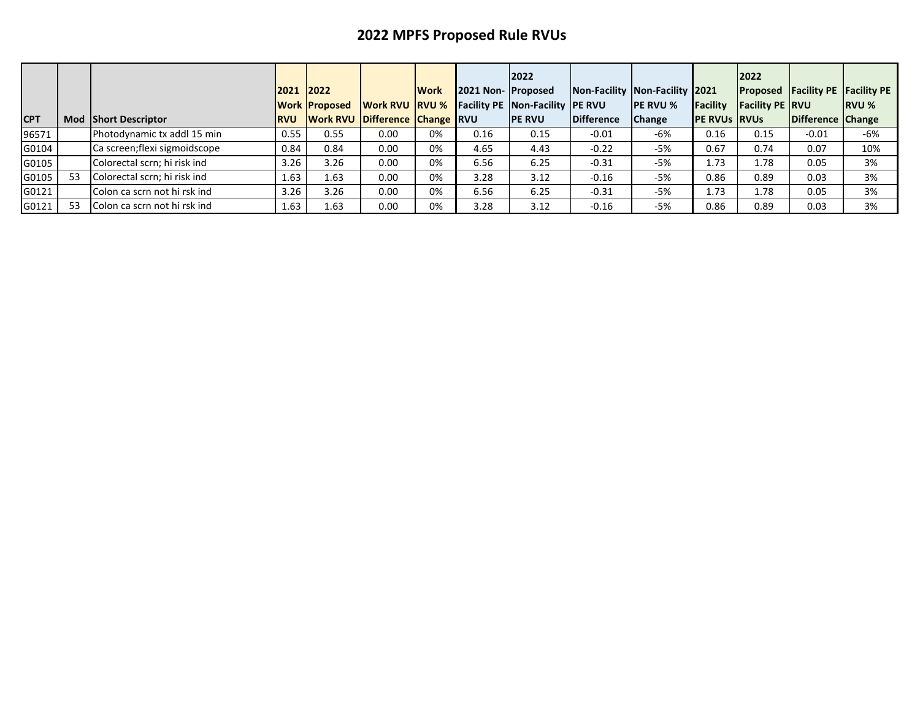# 2022 MPFS Proposed Rule RVUs

| CPT | Mod | Short Descriptor | 2021 Work RVU | 2022 Proposed Work RVU | Work RVU Difference | Work RVU % Change | 2021 Non-Facility PE RVU | 2022 Proposed Non-Facility PE RVU | Non-Facility PE RVU Difference | Non-Facility PE RVU % Change | 2021 Facility PE RVUs | 2022 Proposed Facility PE RVUs | Facility PE RVU Difference | Facility PE RVU % Change |
|---|---|---|---|---|---|---|---|---|---|---|---|---|---|---|
| 96571 | | Photodynamic tx addl 15 min | 0.55 | 0.55 | 0.00 | 0% | 0.16 | 0.15 | -0.01 | -6% | 0.16 | 0.15 | -0.01 | -6% |
| G0104 | | Ca screen;flexi sigmoidscope | 0.84 | 0.84 | 0.00 | 0% | 4.65 | 4.43 | -0.22 | -5% | 0.67 | 0.74 | 0.07 | 10% |
| G0105 | | Colorectal scrn; hi risk ind | 3.26 | 3.26 | 0.00 | 0% | 6.56 | 6.25 | -0.31 | -5% | 1.73 | 1.78 | 0.05 | 3% |
| G0105 | 53 | Colorectal scrn; hi risk ind | 1.63 | 1.63 | 0.00 | 0% | 3.28 | 3.12 | -0.16 | -5% | 0.86 | 0.89 | 0.03 | 3% |
| G0121 | | Colon ca scrn not hi rsk ind | 3.26 | 3.26 | 0.00 | 0% | 6.56 | 6.25 | -0.31 | -5% | 1.73 | 1.78 | 0.05 | 3% |
| G0121 | 53 | Colon ca scrn not hi rsk ind | 1.63 | 1.63 | 0.00 | 0% | 3.28 | 3.12 | -0.16 | -5% | 0.86 | 0.89 | 0.03 | 3% |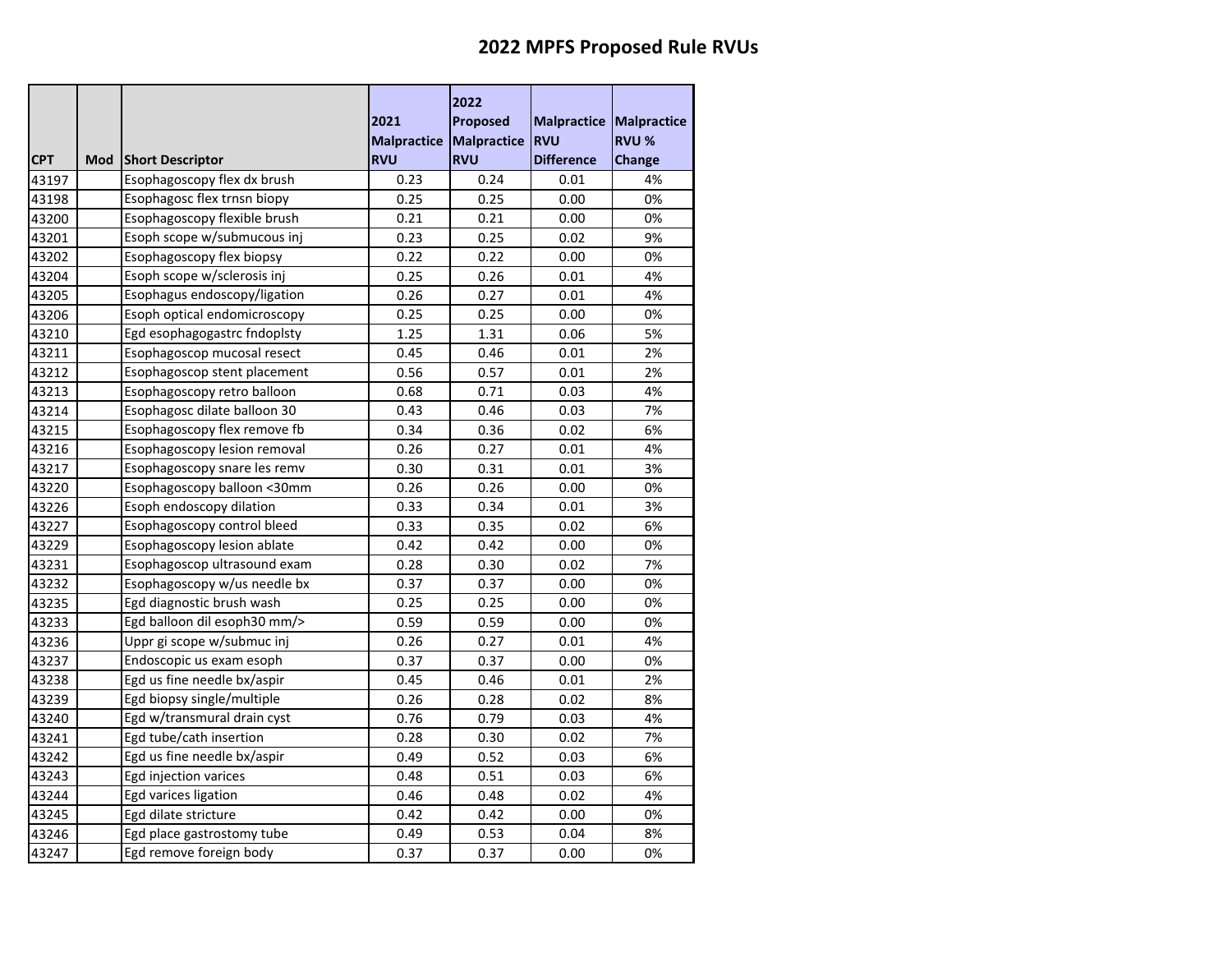# 2022 MPFS Proposed Rule RVUs

| CPT | Mod | Short Descriptor | 2021 Malpractice RVU | 2022 Proposed Malpractice RVU | Malpractice RVU Difference | Malpractice RVU % Change |
|---|---|---|---|---|---|---|
| 43197 | | Esophagoscopy flex dx brush | 0.23 | 0.24 | 0.01 | 4% |
| 43198 | | Esophagosc flex trnsn biopy | 0.25 | 0.25 | 0.00 | 0% |
| 43200 | | Esophagoscopy flexible brush | 0.21 | 0.21 | 0.00 | 0% |
| 43201 | | Esoph scope w/submucous inj | 0.23 | 0.25 | 0.02 | 9% |
| 43202 | | Esophagoscopy flex biopsy | 0.22 | 0.22 | 0.00 | 0% |
| 43204 | | Esoph scope w/sclerosis inj | 0.25 | 0.26 | 0.01 | 4% |
| 43205 | | Esophagus endoscopy/ligation | 0.26 | 0.27 | 0.01 | 4% |
| 43206 | | Esoph optical endomicroscopy | 0.25 | 0.25 | 0.00 | 0% |
| 43210 | | Egd esophagogastrc fndoplsty | 1.25 | 1.31 | 0.06 | 5% |
| 43211 | | Esophagoscop mucosal resect | 0.45 | 0.46 | 0.01 | 2% |
| 43212 | | Esophagoscop stent placement | 0.56 | 0.57 | 0.01 | 2% |
| 43213 | | Esophagoscopy retro balloon | 0.68 | 0.71 | 0.03 | 4% |
| 43214 | | Esophagosc dilate balloon 30 | 0.43 | 0.46 | 0.03 | 7% |
| 43215 | | Esophagoscopy flex remove fb | 0.34 | 0.36 | 0.02 | 6% |
| 43216 | | Esophagoscopy lesion removal | 0.26 | 0.27 | 0.01 | 4% |
| 43217 | | Esophagoscopy snare les remv | 0.30 | 0.31 | 0.01 | 3% |
| 43220 | | Esophagoscopy balloon <30mm | 0.26 | 0.26 | 0.00 | 0% |
| 43226 | | Esoph endoscopy dilation | 0.33 | 0.34 | 0.01 | 3% |
| 43227 | | Esophagoscopy control bleed | 0.33 | 0.35 | 0.02 | 6% |
| 43229 | | Esophagoscopy lesion ablate | 0.42 | 0.42 | 0.00 | 0% |
| 43231 | | Esophagoscop ultrasound exam | 0.28 | 0.30 | 0.02 | 7% |
| 43232 | | Esophagoscopy w/us needle bx | 0.37 | 0.37 | 0.00 | 0% |
| 43235 | | Egd diagnostic brush wash | 0.25 | 0.25 | 0.00 | 0% |
| 43233 | | Egd balloon dil esoph30 mm/> | 0.59 | 0.59 | 0.00 | 0% |
| 43236 | | Uppr gi scope w/submuc inj | 0.26 | 0.27 | 0.01 | 4% |
| 43237 | | Endoscopic us exam esoph | 0.37 | 0.37 | 0.00 | 0% |
| 43238 | | Egd us fine needle bx/aspir | 0.45 | 0.46 | 0.01 | 2% |
| 43239 | | Egd biopsy single/multiple | 0.26 | 0.28 | 0.02 | 8% |
| 43240 | | Egd w/transmural drain cyst | 0.76 | 0.79 | 0.03 | 4% |
| 43241 | | Egd tube/cath insertion | 0.28 | 0.30 | 0.02 | 7% |
| 43242 | | Egd us fine needle bx/aspir | 0.49 | 0.52 | 0.03 | 6% |
| 43243 | | Egd injection varices | 0.48 | 0.51 | 0.03 | 6% |
| 43244 | | Egd varices ligation | 0.46 | 0.48 | 0.02 | 4% |
| 43245 | | Egd dilate stricture | 0.42 | 0.42 | 0.00 | 0% |
| 43246 | | Egd place gastrostomy tube | 0.49 | 0.53 | 0.04 | 8% |
| 43247 | | Egd remove foreign body | 0.37 | 0.37 | 0.00 | 0% |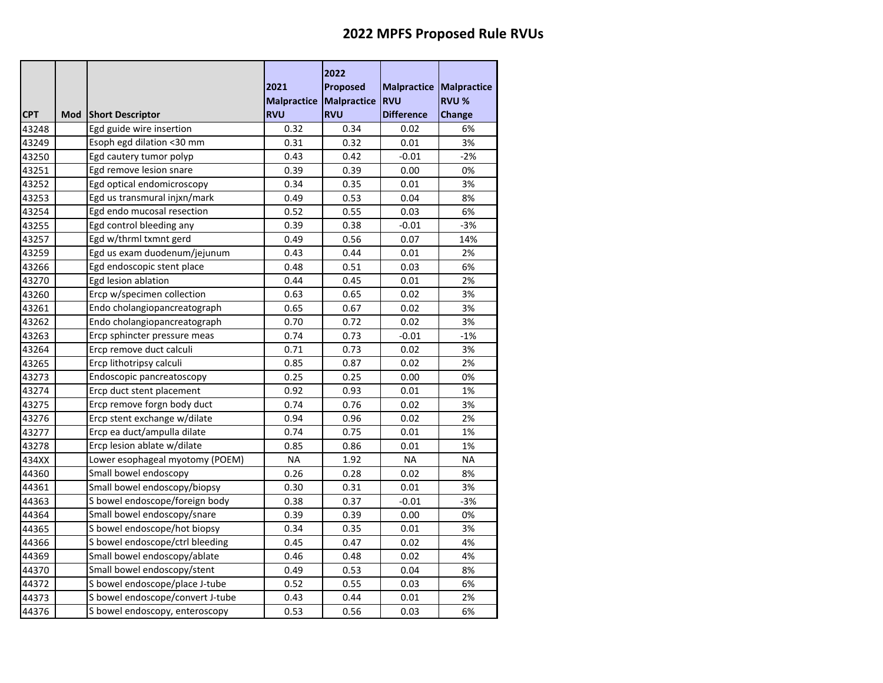# 2022 MPFS Proposed Rule RVUs

| CPT | Mod | Short Descriptor | 2021 Malpractice RVU | 2022 Proposed Malpractice RVU | Malpractice RVU Difference | Malpractice RVU % Change |
|---|---|---|---|---|---|---|
| 43248 | | Egd guide wire insertion | 0.32 | 0.34 | 0.02 | 6% |
| 43249 | | Esoph egd dilation <30 mm | 0.31 | 0.32 | 0.01 | 3% |
| 43250 | | Egd cautery tumor polyp | 0.43 | 0.42 | -0.01 | -2% |
| 43251 | | Egd remove lesion snare | 0.39 | 0.39 | 0.00 | 0% |
| 43252 | | Egd optical endomicroscopy | 0.34 | 0.35 | 0.01 | 3% |
| 43253 | | Egd us transmural injxn/mark | 0.49 | 0.53 | 0.04 | 8% |
| 43254 | | Egd endo mucosal resection | 0.52 | 0.55 | 0.03 | 6% |
| 43255 | | Egd control bleeding any | 0.39 | 0.38 | -0.01 | -3% |
| 43257 | | Egd w/thrml txmnt gerd | 0.49 | 0.56 | 0.07 | 14% |
| 43259 | | Egd us exam duodenum/jejunum | 0.43 | 0.44 | 0.01 | 2% |
| 43266 | | Egd endoscopic stent place | 0.48 | 0.51 | 0.03 | 6% |
| 43270 | | Egd lesion ablation | 0.44 | 0.45 | 0.01 | 2% |
| 43260 | | Ercp w/specimen collection | 0.63 | 0.65 | 0.02 | 3% |
| 43261 | | Endo cholangiopancreatograph | 0.65 | 0.67 | 0.02 | 3% |
| 43262 | | Endo cholangiopancreatograph | 0.70 | 0.72 | 0.02 | 3% |
| 43263 | | Ercp sphincter pressure meas | 0.74 | 0.73 | -0.01 | -1% |
| 43264 | | Ercp remove duct calculi | 0.71 | 0.73 | 0.02 | 3% |
| 43265 | | Ercp lithotripsy calculi | 0.85 | 0.87 | 0.02 | 2% |
| 43273 | | Endoscopic pancreatoscopy | 0.25 | 0.25 | 0.00 | 0% |
| 43274 | | Ercp duct stent placement | 0.92 | 0.93 | 0.01 | 1% |
| 43275 | | Ercp remove forgn body duct | 0.74 | 0.76 | 0.02 | 3% |
| 43276 | | Ercp stent exchange w/dilate | 0.94 | 0.96 | 0.02 | 2% |
| 43277 | | Ercp ea duct/ampulla dilate | 0.74 | 0.75 | 0.01 | 1% |
| 43278 | | Ercp lesion ablate w/dilate | 0.85 | 0.86 | 0.01 | 1% |
| 434XX | | Lower esophageal myotomy (POEM) | NA | 1.92 | NA | NA |
| 44360 | | Small bowel endoscopy | 0.26 | 0.28 | 0.02 | 8% |
| 44361 | | Small bowel endoscopy/biopsy | 0.30 | 0.31 | 0.01 | 3% |
| 44363 | | S bowel endoscope/foreign body | 0.38 | 0.37 | -0.01 | -3% |
| 44364 | | Small bowel endoscopy/snare | 0.39 | 0.39 | 0.00 | 0% |
| 44365 | | S bowel endoscope/hot biopsy | 0.34 | 0.35 | 0.01 | 3% |
| 44366 | | S bowel endoscope/ctrl bleeding | 0.45 | 0.47 | 0.02 | 4% |
| 44369 | | Small bowel endoscopy/ablate | 0.46 | 0.48 | 0.02 | 4% |
| 44370 | | Small bowel endoscopy/stent | 0.49 | 0.53 | 0.04 | 8% |
| 44372 | | S bowel endoscope/place J-tube | 0.52 | 0.55 | 0.03 | 6% |
| 44373 | | S bowel endoscope/convert J-tube | 0.43 | 0.44 | 0.01 | 2% |
| 44376 | | S bowel endoscopy, enteroscopy | 0.53 | 0.56 | 0.03 | 6% |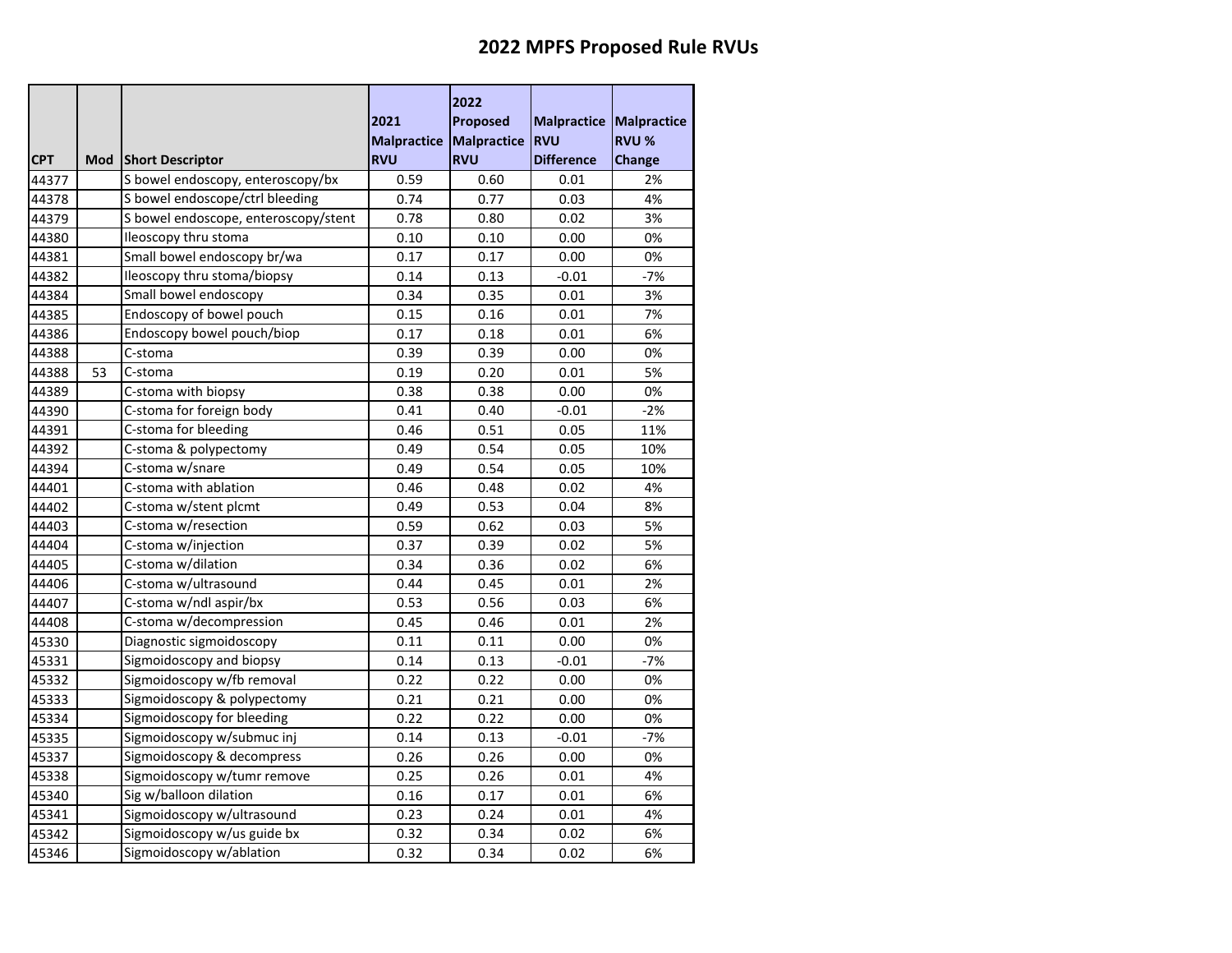# 2022 MPFS Proposed Rule RVUs

| CPT | Mod | Short Descriptor | 2021 Malpractice RVU | 2022 Proposed Malpractice RVU | Malpractice RVU Difference | Malpractice RVU % Change |
|---|---|---|---|---|---|---|
| 44377 | | S bowel endoscopy, enteroscopy/bx | 0.59 | 0.60 | 0.01 | 2% |
| 44378 | | S bowel endoscope/ctrl bleeding | 0.74 | 0.77 | 0.03 | 4% |
| 44379 | | S bowel endoscope, enteroscopy/stent | 0.78 | 0.80 | 0.02 | 3% |
| 44380 | | Ileoscopy thru stoma | 0.10 | 0.10 | 0.00 | 0% |
| 44381 | | Small bowel endoscopy br/wa | 0.17 | 0.17 | 0.00 | 0% |
| 44382 | | Ileoscopy thru stoma/biopsy | 0.14 | 0.13 | -0.01 | -7% |
| 44384 | | Small bowel endoscopy | 0.34 | 0.35 | 0.01 | 3% |
| 44385 | | Endoscopy of bowel pouch | 0.15 | 0.16 | 0.01 | 7% |
| 44386 | | Endoscopy bowel pouch/biop | 0.17 | 0.18 | 0.01 | 6% |
| 44388 | | C-stoma | 0.39 | 0.39 | 0.00 | 0% |
| 44388 | 53 | C-stoma | 0.19 | 0.20 | 0.01 | 5% |
| 44389 | | C-stoma with biopsy | 0.38 | 0.38 | 0.00 | 0% |
| 44390 | | C-stoma for foreign body | 0.41 | 0.40 | -0.01 | -2% |
| 44391 | | C-stoma for bleeding | 0.46 | 0.51 | 0.05 | 11% |
| 44392 | | C-stoma & polypectomy | 0.49 | 0.54 | 0.05 | 10% |
| 44394 | | C-stoma w/snare | 0.49 | 0.54 | 0.05 | 10% |
| 44401 | | C-stoma with ablation | 0.46 | 0.48 | 0.02 | 4% |
| 44402 | | C-stoma w/stent plcmt | 0.49 | 0.53 | 0.04 | 8% |
| 44403 | | C-stoma w/resection | 0.59 | 0.62 | 0.03 | 5% |
| 44404 | | C-stoma w/injection | 0.37 | 0.39 | 0.02 | 5% |
| 44405 | | C-stoma w/dilation | 0.34 | 0.36 | 0.02 | 6% |
| 44406 | | C-stoma w/ultrasound | 0.44 | 0.45 | 0.01 | 2% |
| 44407 | | C-stoma w/ndl aspir/bx | 0.53 | 0.56 | 0.03 | 6% |
| 44408 | | C-stoma w/decompression | 0.45 | 0.46 | 0.01 | 2% |
| 45330 | | Diagnostic sigmoidoscopy | 0.11 | 0.11 | 0.00 | 0% |
| 45331 | | Sigmoidoscopy and biopsy | 0.14 | 0.13 | -0.01 | -7% |
| 45332 | | Sigmoidoscopy w/fb removal | 0.22 | 0.22 | 0.00 | 0% |
| 45333 | | Sigmoidoscopy & polypectomy | 0.21 | 0.21 | 0.00 | 0% |
| 45334 | | Sigmoidoscopy for bleeding | 0.22 | 0.22 | 0.00 | 0% |
| 45335 | | Sigmoidoscopy w/submuc inj | 0.14 | 0.13 | -0.01 | -7% |
| 45337 | | Sigmoidoscopy & decompress | 0.26 | 0.26 | 0.00 | 0% |
| 45338 | | Sigmoidoscopy w/tumr remove | 0.25 | 0.26 | 0.01 | 4% |
| 45340 | | Sig w/balloon dilation | 0.16 | 0.17 | 0.01 | 6% |
| 45341 | | Sigmoidoscopy w/ultrasound | 0.23 | 0.24 | 0.01 | 4% |
| 45342 | | Sigmoidoscopy w/us guide bx | 0.32 | 0.34 | 0.02 | 6% |
| 45346 | | Sigmoidoscopy w/ablation | 0.32 | 0.34 | 0.02 | 6% |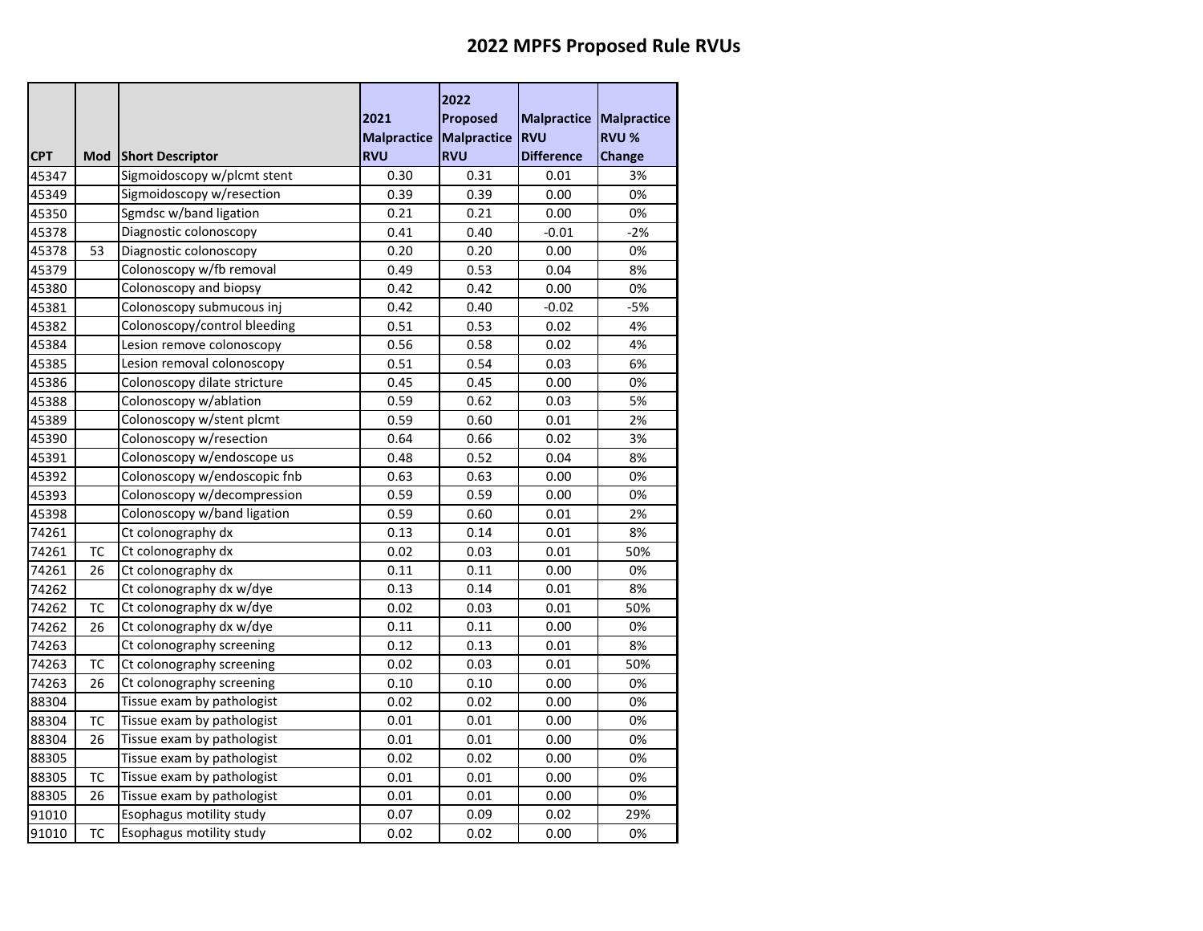# 2022 MPFS Proposed Rule RVUs

| CPT | Mod | Short Descriptor | 2021 Malpractice RVU | 2022 Proposed Malpractice RVU | Malpractice RVU Difference | Malpractice RVU % Change |
|---|---|---|---|---|---|---|
| 45347 | | Sigmoidoscopy w/plcmt stent | 0.30 | 0.31 | 0.01 | 3% |
| 45349 | | Sigmoidoscopy w/resection | 0.39 | 0.39 | 0.00 | 0% |
| 45350 | | Sgmdsc w/band ligation | 0.21 | 0.21 | 0.00 | 0% |
| 45378 | | Diagnostic colonoscopy | 0.41 | 0.40 | -0.01 | -2% |
| 45378 | 53 | Diagnostic colonoscopy | 0.20 | 0.20 | 0.00 | 0% |
| 45379 | | Colonoscopy w/fb removal | 0.49 | 0.53 | 0.04 | 8% |
| 45380 | | Colonoscopy and biopsy | 0.42 | 0.42 | 0.00 | 0% |
| 45381 | | Colonoscopy submucous inj | 0.42 | 0.40 | -0.02 | -5% |
| 45382 | | Colonoscopy/control bleeding | 0.51 | 0.53 | 0.02 | 4% |
| 45384 | | Lesion remove colonoscopy | 0.56 | 0.58 | 0.02 | 4% |
| 45385 | | Lesion removal colonoscopy | 0.51 | 0.54 | 0.03 | 6% |
| 45386 | | Colonoscopy dilate stricture | 0.45 | 0.45 | 0.00 | 0% |
| 45388 | | Colonoscopy w/ablation | 0.59 | 0.62 | 0.03 | 5% |
| 45389 | | Colonoscopy w/stent plcmt | 0.59 | 0.60 | 0.01 | 2% |
| 45390 | | Colonoscopy w/resection | 0.64 | 0.66 | 0.02 | 3% |
| 45391 | | Colonoscopy w/endoscope us | 0.48 | 0.52 | 0.04 | 8% |
| 45392 | | Colonoscopy w/endoscopic fnb | 0.63 | 0.63 | 0.00 | 0% |
| 45393 | | Colonoscopy w/decompression | 0.59 | 0.59 | 0.00 | 0% |
| 45398 | | Colonoscopy w/band ligation | 0.59 | 0.60 | 0.01 | 2% |
| 74261 | | Ct colonography dx | 0.13 | 0.14 | 0.01 | 8% |
| 74261 | TC | Ct colonography dx | 0.02 | 0.03 | 0.01 | 50% |
| 74261 | 26 | Ct colonography dx | 0.11 | 0.11 | 0.00 | 0% |
| 74262 | | Ct colonography dx w/dye | 0.13 | 0.14 | 0.01 | 8% |
| 74262 | TC | Ct colonography dx w/dye | 0.02 | 0.03 | 0.01 | 50% |
| 74262 | 26 | Ct colonography dx w/dye | 0.11 | 0.11 | 0.00 | 0% |
| 74263 | | Ct colonography screening | 0.12 | 0.13 | 0.01 | 8% |
| 74263 | TC | Ct colonography screening | 0.02 | 0.03 | 0.01 | 50% |
| 74263 | 26 | Ct colonography screening | 0.10 | 0.10 | 0.00 | 0% |
| 88304 | | Tissue exam by pathologist | 0.02 | 0.02 | 0.00 | 0% |
| 88304 | TC | Tissue exam by pathologist | 0.01 | 0.01 | 0.00 | 0% |
| 88304 | 26 | Tissue exam by pathologist | 0.01 | 0.01 | 0.00 | 0% |
| 88305 | | Tissue exam by pathologist | 0.02 | 0.02 | 0.00 | 0% |
| 88305 | TC | Tissue exam by pathologist | 0.01 | 0.01 | 0.00 | 0% |
| 88305 | 26 | Tissue exam by pathologist | 0.01 | 0.01 | 0.00 | 0% |
| 91010 | | Esophagus motility study | 0.07 | 0.09 | 0.02 | 29% |
| 91010 | TC | Esophagus motility study | 0.02 | 0.02 | 0.00 | 0% |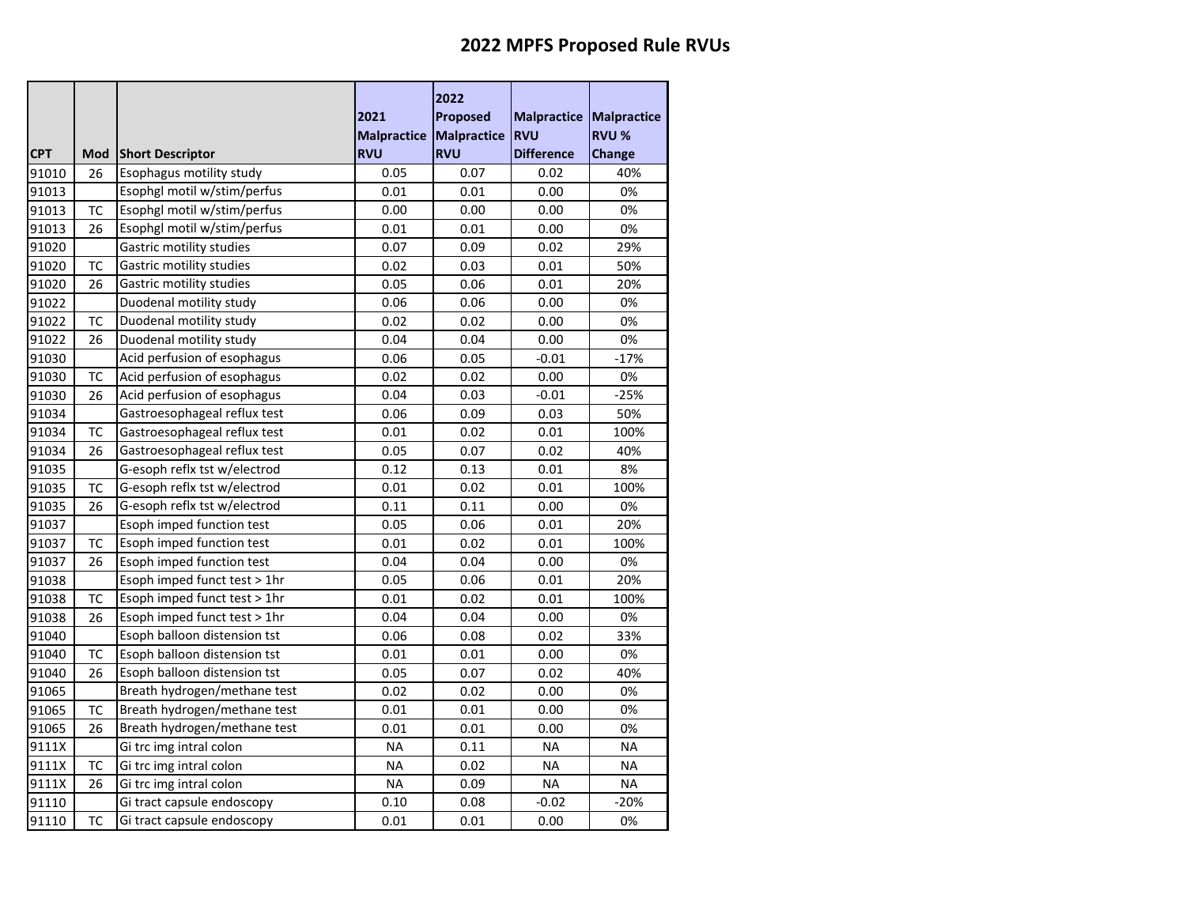# 2022 MPFS Proposed Rule RVUs

| CPT | Mod | Short Descriptor | 2021 Malpractice RVU | 2022 Proposed Malpractice RVU | Malpractice RVU Difference | Malpractice RVU % Change |
|---|---|---|---|---|---|---|
| 91010 | 26 | Esophagus motility study | 0.05 | 0.07 | 0.02 | 40% |
| 91013 | | Esophgl motil w/stim/perfus | 0.01 | 0.01 | 0.00 | 0% |
| 91013 | TC | Esophgl motil w/stim/perfus | 0.00 | 0.00 | 0.00 | 0% |
| 91013 | 26 | Esophgl motil w/stim/perfus | 0.01 | 0.01 | 0.00 | 0% |
| 91020 | | Gastric motility studies | 0.07 | 0.09 | 0.02 | 29% |
| 91020 | TC | Gastric motility studies | 0.02 | 0.03 | 0.01 | 50% |
| 91020 | 26 | Gastric motility studies | 0.05 | 0.06 | 0.01 | 20% |
| 91022 | | Duodenal motility study | 0.06 | 0.06 | 0.00 | 0% |
| 91022 | TC | Duodenal motility study | 0.02 | 0.02 | 0.00 | 0% |
| 91022 | 26 | Duodenal motility study | 0.04 | 0.04 | 0.00 | 0% |
| 91030 | | Acid perfusion of esophagus | 0.06 | 0.05 | -0.01 | -17% |
| 91030 | TC | Acid perfusion of esophagus | 0.02 | 0.02 | 0.00 | 0% |
| 91030 | 26 | Acid perfusion of esophagus | 0.04 | 0.03 | -0.01 | -25% |
| 91034 | | Gastroesophageal reflux test | 0.06 | 0.09 | 0.03 | 50% |
| 91034 | TC | Gastroesophageal reflux test | 0.01 | 0.02 | 0.01 | 100% |
| 91034 | 26 | Gastroesophageal reflux test | 0.05 | 0.07 | 0.02 | 40% |
| 91035 | | G-esoph reflx tst w/electrod | 0.12 | 0.13 | 0.01 | 8% |
| 91035 | TC | G-esoph reflx tst w/electrod | 0.01 | 0.02 | 0.01 | 100% |
| 91035 | 26 | G-esoph reflx tst w/electrod | 0.11 | 0.11 | 0.00 | 0% |
| 91037 | | Esoph imped function test | 0.05 | 0.06 | 0.01 | 20% |
| 91037 | TC | Esoph imped function test | 0.01 | 0.02 | 0.01 | 100% |
| 91037 | 26 | Esoph imped function test | 0.04 | 0.04 | 0.00 | 0% |
| 91038 | | Esoph imped funct test > 1hr | 0.05 | 0.06 | 0.01 | 20% |
| 91038 | TC | Esoph imped funct test > 1hr | 0.01 | 0.02 | 0.01 | 100% |
| 91038 | 26 | Esoph imped funct test > 1hr | 0.04 | 0.04 | 0.00 | 0% |
| 91040 | | Esoph balloon distension tst | 0.06 | 0.08 | 0.02 | 33% |
| 91040 | TC | Esoph balloon distension tst | 0.01 | 0.01 | 0.00 | 0% |
| 91040 | 26 | Esoph balloon distension tst | 0.05 | 0.07 | 0.02 | 40% |
| 91065 | | Breath hydrogen/methane test | 0.02 | 0.02 | 0.00 | 0% |
| 91065 | TC | Breath hydrogen/methane test | 0.01 | 0.01 | 0.00 | 0% |
| 91065 | 26 | Breath hydrogen/methane test | 0.01 | 0.01 | 0.00 | 0% |
| 9111X | | Gi trc img intral colon | NA | 0.11 | NA | NA |
| 9111X | TC | Gi trc img intral colon | NA | 0.02 | NA | NA |
| 9111X | 26 | Gi trc img intral colon | NA | 0.09 | NA | NA |
| 91110 | | Gi tract capsule endoscopy | 0.10 | 0.08 | -0.02 | -20% |
| 91110 | TC | Gi tract capsule endoscopy | 0.01 | 0.01 | 0.00 | 0% |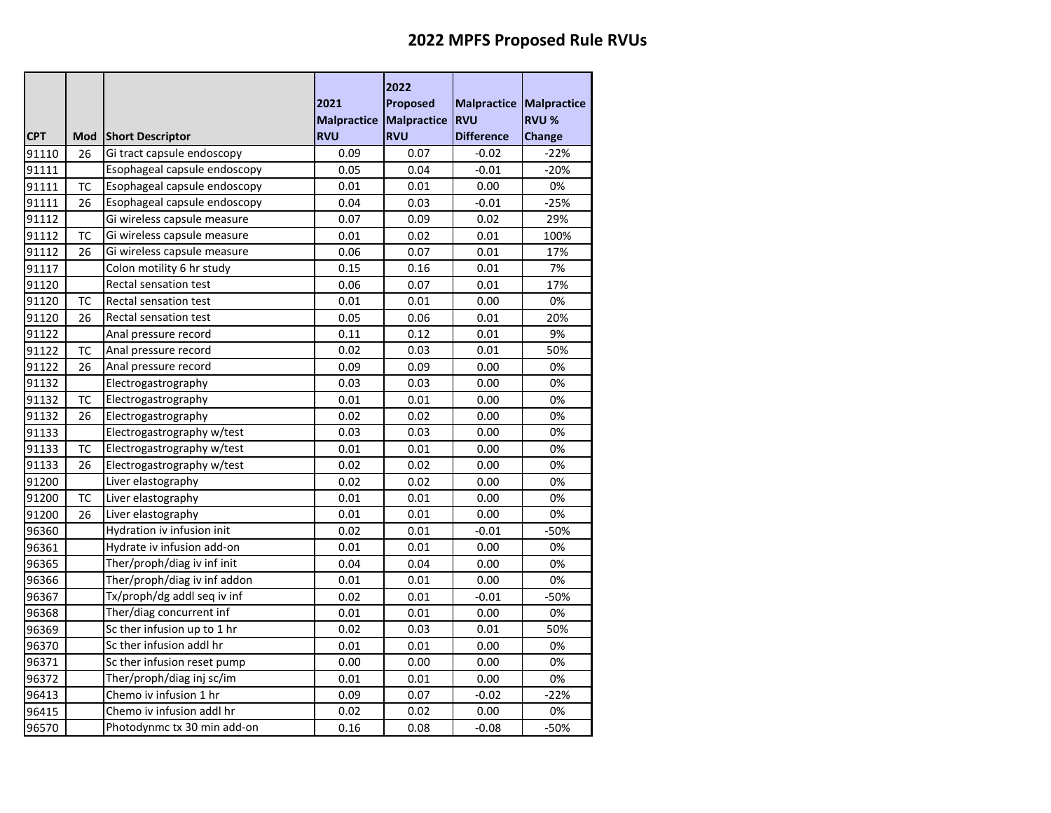# 2022 MPFS Proposed Rule RVUs

| CPT | Mod | Short Descriptor | 2021 Malpractice RVU | 2022 Proposed Malpractice RVU | Malpractice RVU Difference | Malpractice RVU % Change |
|---|---|---|---|---|---|---|
| 91110 | 26 | Gi tract capsule endoscopy | 0.09 | 0.07 | -0.02 | -22% |
| 91111 | | Esophageal capsule endoscopy | 0.05 | 0.04 | -0.01 | -20% |
| 91111 | TC | Esophageal capsule endoscopy | 0.01 | 0.01 | 0.00 | 0% |
| 91111 | 26 | Esophageal capsule endoscopy | 0.04 | 0.03 | -0.01 | -25% |
| 91112 | | Gi wireless capsule measure | 0.07 | 0.09 | 0.02 | 29% |
| 91112 | TC | Gi wireless capsule measure | 0.01 | 0.02 | 0.01 | 100% |
| 91112 | 26 | Gi wireless capsule measure | 0.06 | 0.07 | 0.01 | 17% |
| 91117 | | Colon motility 6 hr study | 0.15 | 0.16 | 0.01 | 7% |
| 91120 | | Rectal sensation test | 0.06 | 0.07 | 0.01 | 17% |
| 91120 | TC | Rectal sensation test | 0.01 | 0.01 | 0.00 | 0% |
| 91120 | 26 | Rectal sensation test | 0.05 | 0.06 | 0.01 | 20% |
| 91122 | | Anal pressure record | 0.11 | 0.12 | 0.01 | 9% |
| 91122 | TC | Anal pressure record | 0.02 | 0.03 | 0.01 | 50% |
| 91122 | 26 | Anal pressure record | 0.09 | 0.09 | 0.00 | 0% |
| 91132 | | Electrogastrography | 0.03 | 0.03 | 0.00 | 0% |
| 91132 | TC | Electrogastrography | 0.01 | 0.01 | 0.00 | 0% |
| 91132 | 26 | Electrogastrography | 0.02 | 0.02 | 0.00 | 0% |
| 91133 | | Electrogastrography w/test | 0.03 | 0.03 | 0.00 | 0% |
| 91133 | TC | Electrogastrography w/test | 0.01 | 0.01 | 0.00 | 0% |
| 91133 | 26 | Electrogastrography w/test | 0.02 | 0.02 | 0.00 | 0% |
| 91200 | | Liver elastography | 0.02 | 0.02 | 0.00 | 0% |
| 91200 | TC | Liver elastography | 0.01 | 0.01 | 0.00 | 0% |
| 91200 | 26 | Liver elastography | 0.01 | 0.01 | 0.00 | 0% |
| 96360 | | Hydration iv infusion init | 0.02 | 0.01 | -0.01 | -50% |
| 96361 | | Hydrate iv infusion add-on | 0.01 | 0.01 | 0.00 | 0% |
| 96365 | | Ther/proph/diag iv inf init | 0.04 | 0.04 | 0.00 | 0% |
| 96366 | | Ther/proph/diag iv inf addon | 0.01 | 0.01 | 0.00 | 0% |
| 96367 | | Tx/proph/dg addl seq iv inf | 0.02 | 0.01 | -0.01 | -50% |
| 96368 | | Ther/diag concurrent inf | 0.01 | 0.01 | 0.00 | 0% |
| 96369 | | Sc ther infusion up to 1 hr | 0.02 | 0.03 | 0.01 | 50% |
| 96370 | | Sc ther infusion addl hr | 0.01 | 0.01 | 0.00 | 0% |
| 96371 | | Sc ther infusion reset pump | 0.00 | 0.00 | 0.00 | 0% |
| 96372 | | Ther/proph/diag inj sc/im | 0.01 | 0.01 | 0.00 | 0% |
| 96413 | | Chemo iv infusion 1 hr | 0.09 | 0.07 | -0.02 | -22% |
| 96415 | | Chemo iv infusion addl hr | 0.02 | 0.02 | 0.00 | 0% |
| 96570 | | Photodynmc tx 30 min add-on | 0.16 | 0.08 | -0.08 | -50% |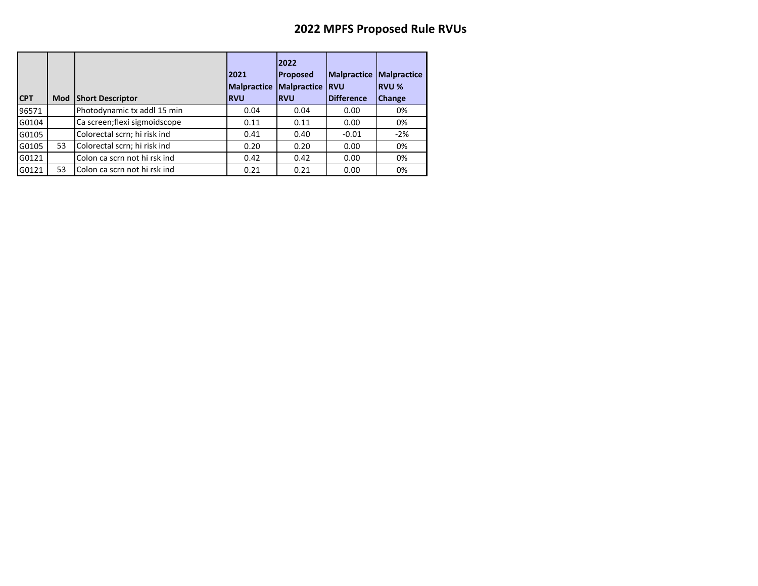# 2022 MPFS Proposed Rule RVUs

| CPT | Mod | Short Descriptor | 2021 Malpractice RVU | 2022 Proposed Malpractice RVU | Malpractice RVU Difference | Malpractice RVU % Change |
|---|---|---|---|---|---|---|
| 96571 | | Photodynamic tx addl 15 min | 0.04 | 0.04 | 0.00 | 0% |
| G0104 | | Ca screen;flexi sigmoidscope | 0.11 | 0.11 | 0.00 | 0% |
| G0105 | | Colorectal scrn; hi risk ind | 0.41 | 0.40 | -0.01 | -2% |
| G0105 | 53 | Colorectal scrn; hi risk ind | 0.20 | 0.20 | 0.00 | 0% |
| G0121 | | Colon ca scrn not hi rsk ind | 0.42 | 0.42 | 0.00 | 0% |
| G0121 | 53 | Colon ca scrn not hi rsk ind | 0.21 | 0.21 | 0.00 | 0% |